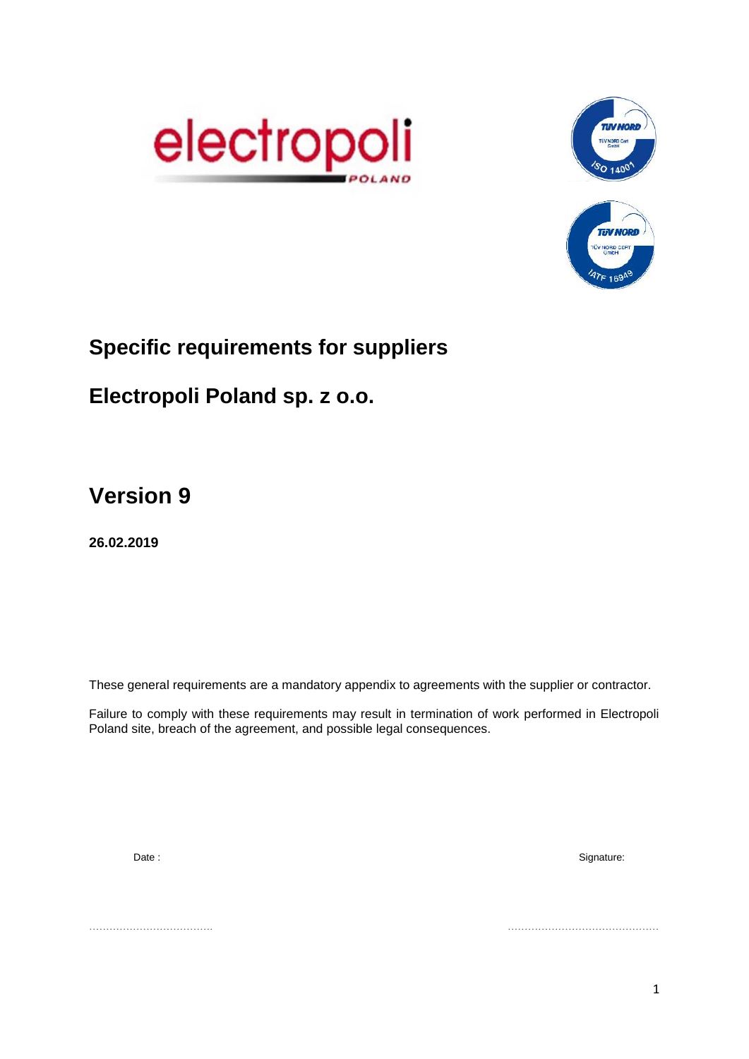# Specific requirements for suppliers

# Electropoli Poland sp. z o.o.

# Version 9

**26.02.2019**

These general requirements are a mandatory appendix to agreements with the supplier or contractor.

Failure to comply with these requirements may result in termination of work performed in Electropoli Poland site, breach of the agreement, and possible legal consequences.

Date :

……………………………….

Signature:

………………………………………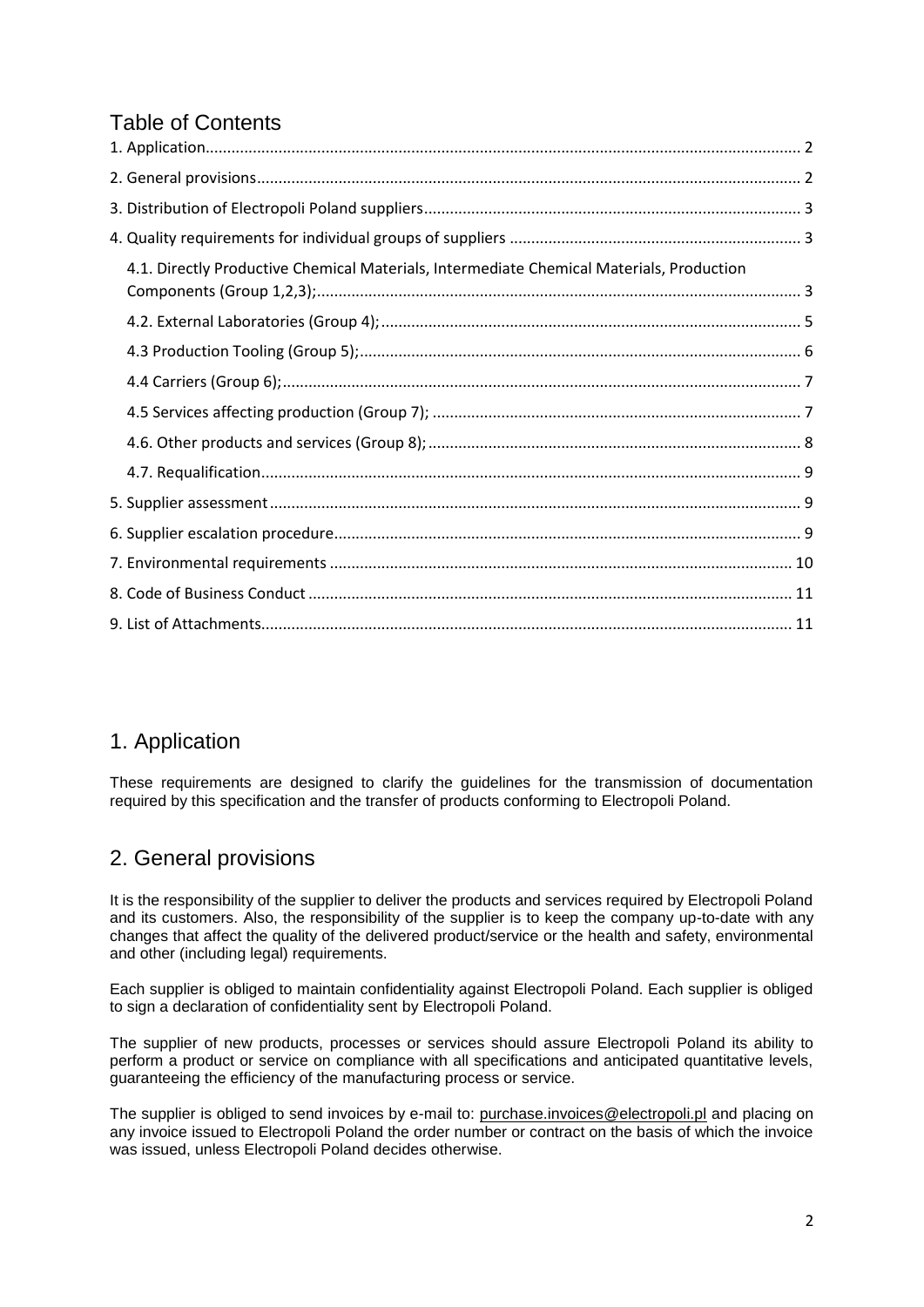# Table of Contents

1. Application........................................................................................................................ 2

2. General provisions............................................................................................................. 2

3. Distribution of Electropoli Poland suppliers....................................................................... 3

4. Quality requirements for individual groups of suppliers .................................................... 3

   4.1. Directly Productive Chemical Materials, Intermediate Chemical Materials, Production Components (Group 1,2,3);................................................................................................ 3

   4.2. External Laboratories (Group 4);.................................................................................. 5

   4.3 Production Tooling (Group 5);...................................................................................... 6

   4.4 Carriers (Group 6);........................................................................................................ 7

   4.5 Services affecting production (Group 7); ..................................................................... 7

   4.6. Other products and services (Group 8);...................................................................... 8

   4.7. Requalification............................................................................................................. 9

5. Supplier assessment.......................................................................................................... 9

6. Supplier escalation procedure............................................................................................ 9

7. Environmental requirements ........................................................................................... 10

8. Code of Business Conduct ................................................................................................ 11

9. List of Attachments........................................................................................................... 11

# 1. Application

These requirements are designed to clarify the guidelines for the transmission of documentation required by this specification and the transfer of products conforming to Electropoli Poland.

# 2. General provisions

It is the responsibility of the supplier to deliver the products and services required by Electropoli Poland and its customers. Also, the responsibility of the supplier is to keep the company up-to-date with any changes that affect the quality of the delivered product/service or the health and safety, environmental and other (including legal) requirements.

Each supplier is obliged to maintain confidentiality against Electropoli Poland. Each supplier is obliged to sign a declaration of confidentiality sent by Electropoli Poland.

The supplier of new products, processes or services should assure Electropoli Poland its ability to perform a product or service on compliance with all specifications and anticipated quantitative levels, guaranteeing the efficiency of the manufacturing process or service.

The supplier is obliged to send invoices by e-mail to: purchase.invoices@electropoli.pl and placing on any invoice issued to Electropoli Poland the order number or contract on the basis of which the invoice was issued, unless Electropoli Poland decides otherwise.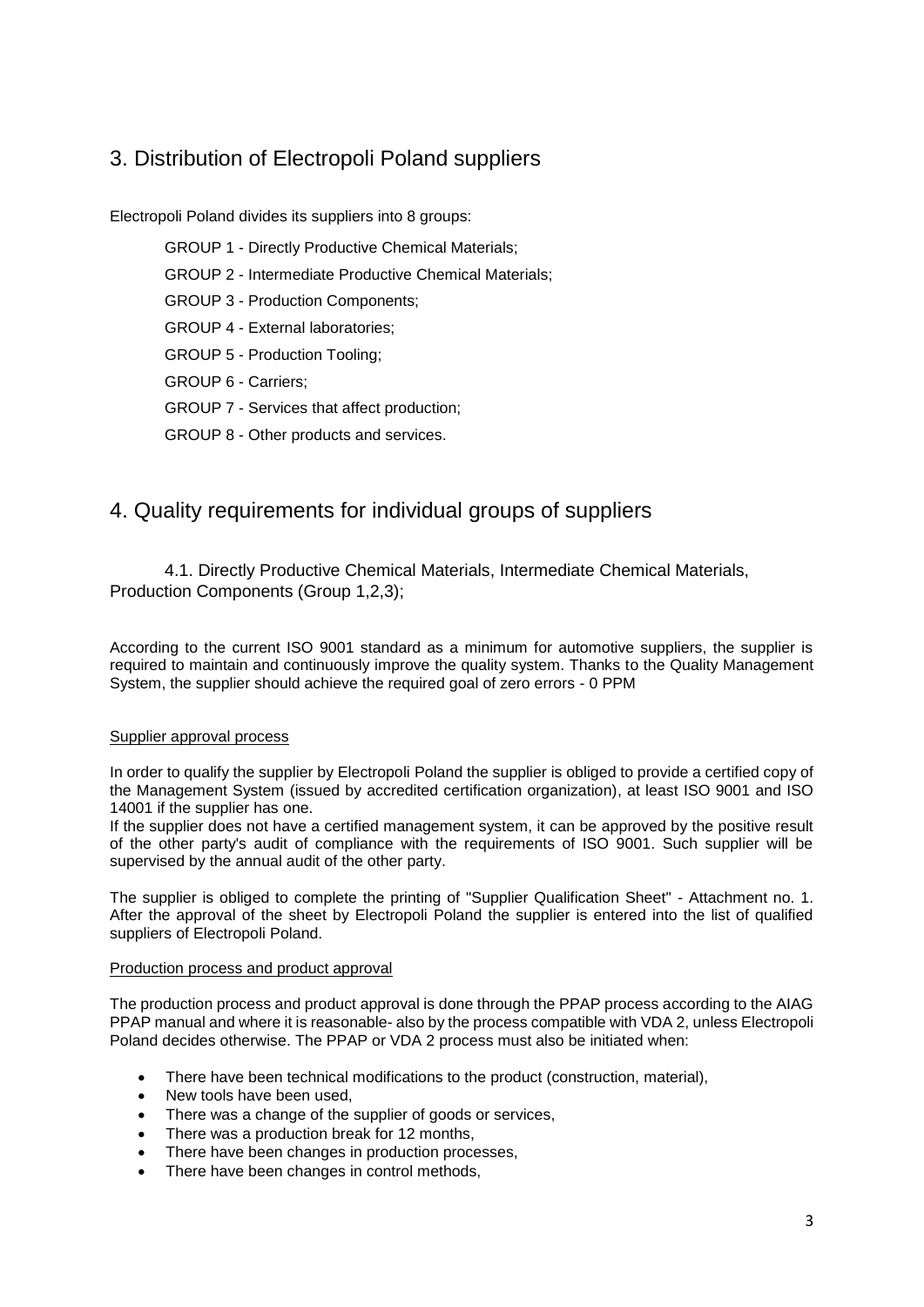## 3. Distribution of Electropoli Poland suppliers

Electropoli Poland divides its suppliers into 8 groups:

GROUP 1 - Directly Productive Chemical Materials;

GROUP 2 - Intermediate Productive Chemical Materials;

GROUP 3 - Production Components;

GROUP 4 - External laboratories;

GROUP 5 - Production Tooling;

GROUP 6 - Carriers;

GROUP 7 - Services that affect production;

GROUP 8 - Other products and services.

## 4. Quality requirements for individual groups of suppliers

### 4.1. Directly Productive Chemical Materials, Intermediate Chemical Materials, Production Components (Group 1,2,3);

According to the current ISO 9001 standard as a minimum for automotive suppliers, the supplier is required to maintain and continuously improve the quality system. Thanks to the Quality Management System, the supplier should achieve the required goal of zero errors - 0 PPM

Supplier approval process

In order to qualify the supplier by Electropoli Poland the supplier is obliged to provide a certified copy of the Management System (issued by accredited certification organization), at least ISO 9001 and ISO 14001 if the supplier has one.
If the supplier does not have a certified management system, it can be approved by the positive result of the other party's audit of compliance with the requirements of ISO 9001. Such supplier will be supervised by the annual audit of the other party.

The supplier is obliged to complete the printing of "Supplier Qualification Sheet" - Attachment no. 1. After the approval of the sheet by Electropoli Poland the supplier is entered into the list of qualified suppliers of Electropoli Poland.

Production process and product approval

The production process and product approval is done through the PPAP process according to the AIAG PPAP manual and where it is reasonable- also by the process compatible with VDA 2, unless Electropoli Poland decides otherwise. The PPAP or VDA 2 process must also be initiated when:

- There have been technical modifications to the product (construction, material),
- New tools have been used,
- There was a change of the supplier of goods or services,
- There was a production break for 12 months,
- There have been changes in production processes,
- There have been changes in control methods,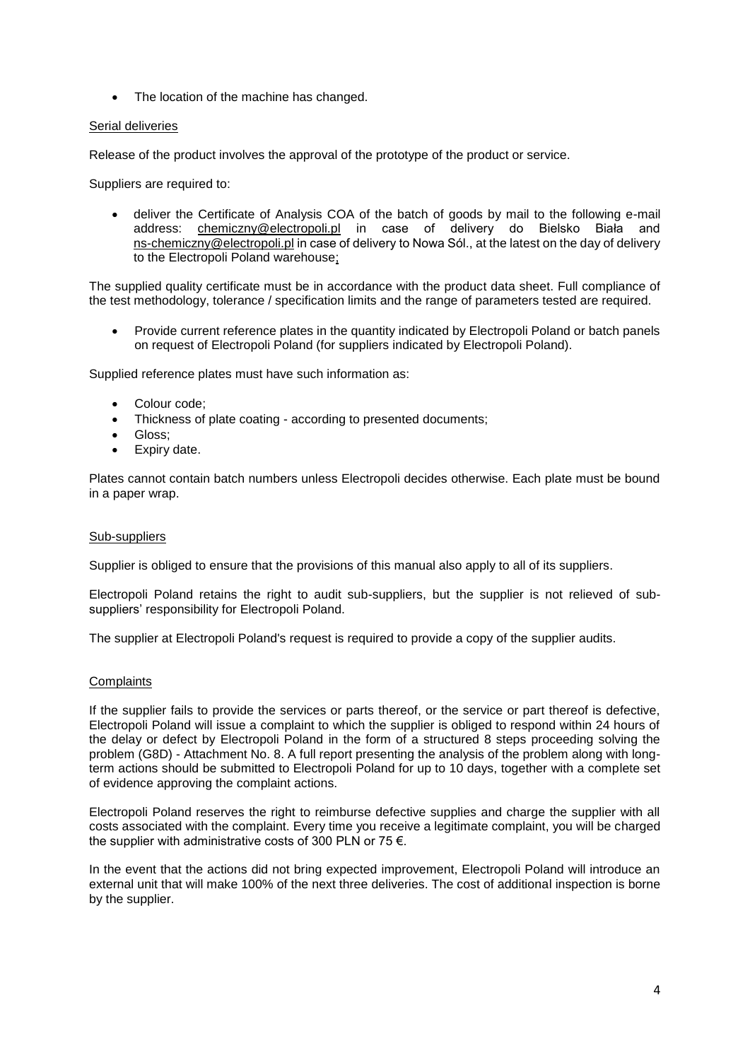- The location of the machine has changed.

## Serial deliveries

Release of the product involves the approval of the prototype of the product or service.

Suppliers are required to:

- deliver the Certificate of Analysis COA of the batch of goods by mail to the following e-mail address: chemiczny@electropoli.pl in case of delivery do Bielsko Biała and ns-chemiczny@electropoli.pl in case of delivery to Nowa Sól., at the latest on the day of delivery to the Electropoli Poland warehouse;

The supplied quality certificate must be in accordance with the product data sheet. Full compliance of the test methodology, tolerance / specification limits and the range of parameters tested are required.

- Provide current reference plates in the quantity indicated by Electropoli Poland or batch panels on request of Electropoli Poland (for suppliers indicated by Electropoli Poland).

Supplied reference plates must have such information as:

- Colour code;
- Thickness of plate coating - according to presented documents;
- Gloss;
- Expiry date.

Plates cannot contain batch numbers unless Electropoli decides otherwise. Each plate must be bound in a paper wrap.

## Sub-suppliers

Supplier is obliged to ensure that the provisions of this manual also apply to all of its suppliers.

Electropoli Poland retains the right to audit sub-suppliers, but the supplier is not relieved of sub-suppliers' responsibility for Electropoli Poland.

The supplier at Electropoli Poland's request is required to provide a copy of the supplier audits.

## Complaints

If the supplier fails to provide the services or parts thereof, or the service or part thereof is defective, Electropoli Poland will issue a complaint to which the supplier is obliged to respond within 24 hours of the delay or defect by Electropoli Poland in the form of a structured 8 steps proceeding solving the problem (G8D) - Attachment No. 8. A full report presenting the analysis of the problem along with long-term actions should be submitted to Electropoli Poland for up to 10 days, together with a complete set of evidence approving the complaint actions.

Electropoli Poland reserves the right to reimburse defective supplies and charge the supplier with all costs associated with the complaint. Every time you receive a legitimate complaint, you will be charged the supplier with administrative costs of 300 PLN or 75 €.

In the event that the actions did not bring expected improvement, Electropoli Poland will introduce an external unit that will make 100% of the next three deliveries. The cost of additional inspection is borne by the supplier.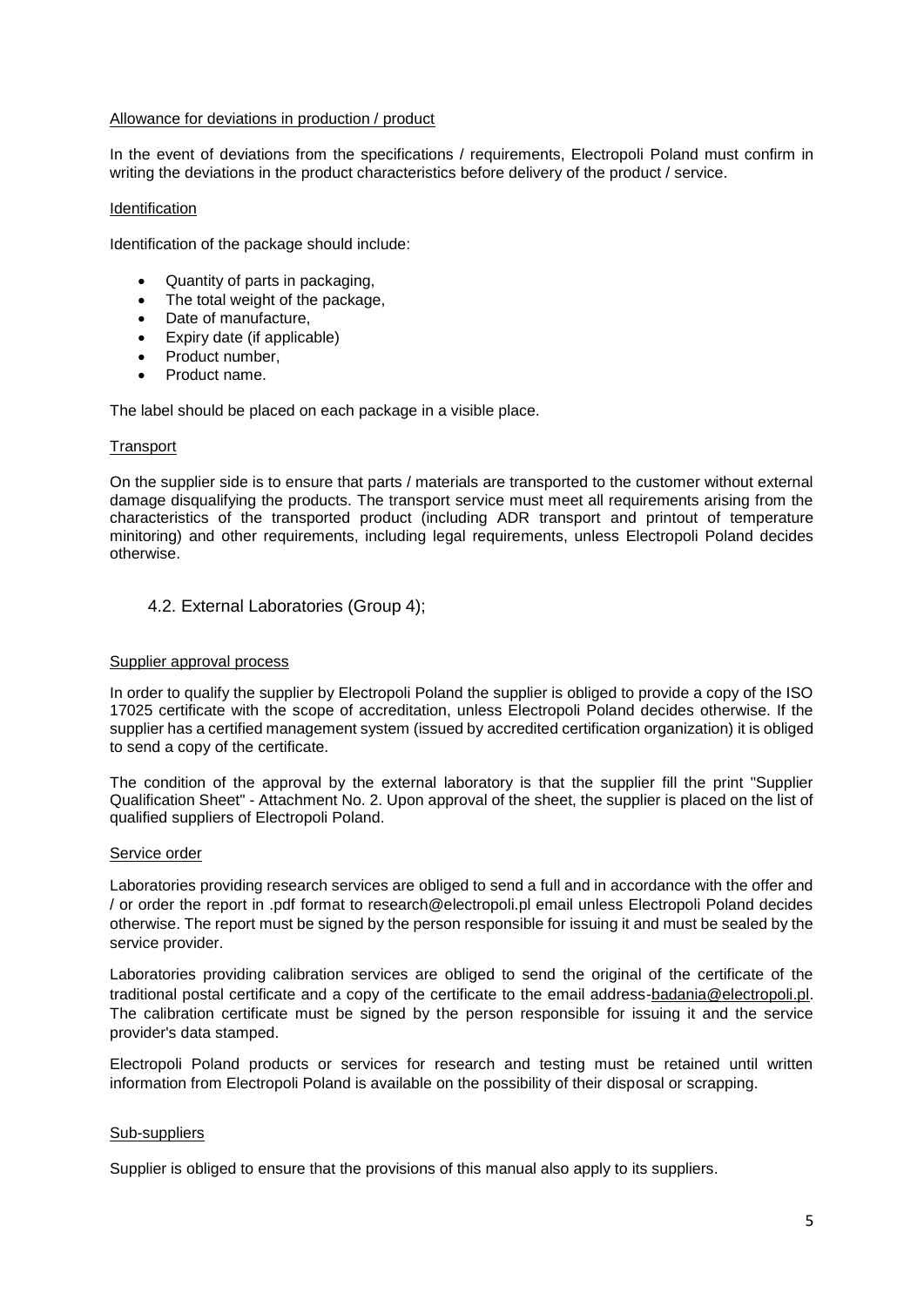Allowance for deviations in production / product

In the event of deviations from the specifications / requirements, Electropoli Poland must confirm in writing the deviations in the product characteristics before delivery of the product / service.

Identification

Identification of the package should include:

- Quantity of parts in packaging,
- The total weight of the package,
- Date of manufacture,
- Expiry date (if applicable)
- Product number,
- Product name.

The label should be placed on each package in a visible place.

Transport

On the supplier side is to ensure that parts / materials are transported to the customer without external damage disqualifying the products. The transport service must meet all requirements arising from the characteristics of the transported product (including ADR transport and printout of temperature minitoring) and other requirements, including legal requirements, unless Electropoli Poland decides otherwise.

## 4.2. External Laboratories (Group 4);

Supplier approval process

In order to qualify the supplier by Electropoli Poland the supplier is obliged to provide a copy of the ISO 17025 certificate with the scope of accreditation, unless Electropoli Poland decides otherwise. If the supplier has a certified management system (issued by accredited certification organization) it is obliged to send a copy of the certificate.

The condition of the approval by the external laboratory is that the supplier fill the print "Supplier Qualification Sheet" - Attachment No. 2. Upon approval of the sheet, the supplier is placed on the list of qualified suppliers of Electropoli Poland.

Service order

Laboratories providing research services are obliged to send a full and in accordance with the offer and / or order the report in .pdf format to research@electropoli.pl email unless Electropoli Poland decides otherwise. The report must be signed by the person responsible for issuing it and must be sealed by the service provider.

Laboratories providing calibration services are obliged to send the original of the certificate of the traditional postal certificate and a copy of the certificate to the email address-badania@electropoli.pl. The calibration certificate must be signed by the person responsible for issuing it and the service provider's data stamped.

Electropoli Poland products or services for research and testing must be retained until written information from Electropoli Poland is available on the possibility of their disposal or scrapping.

Sub-suppliers

Supplier is obliged to ensure that the provisions of this manual also apply to its suppliers.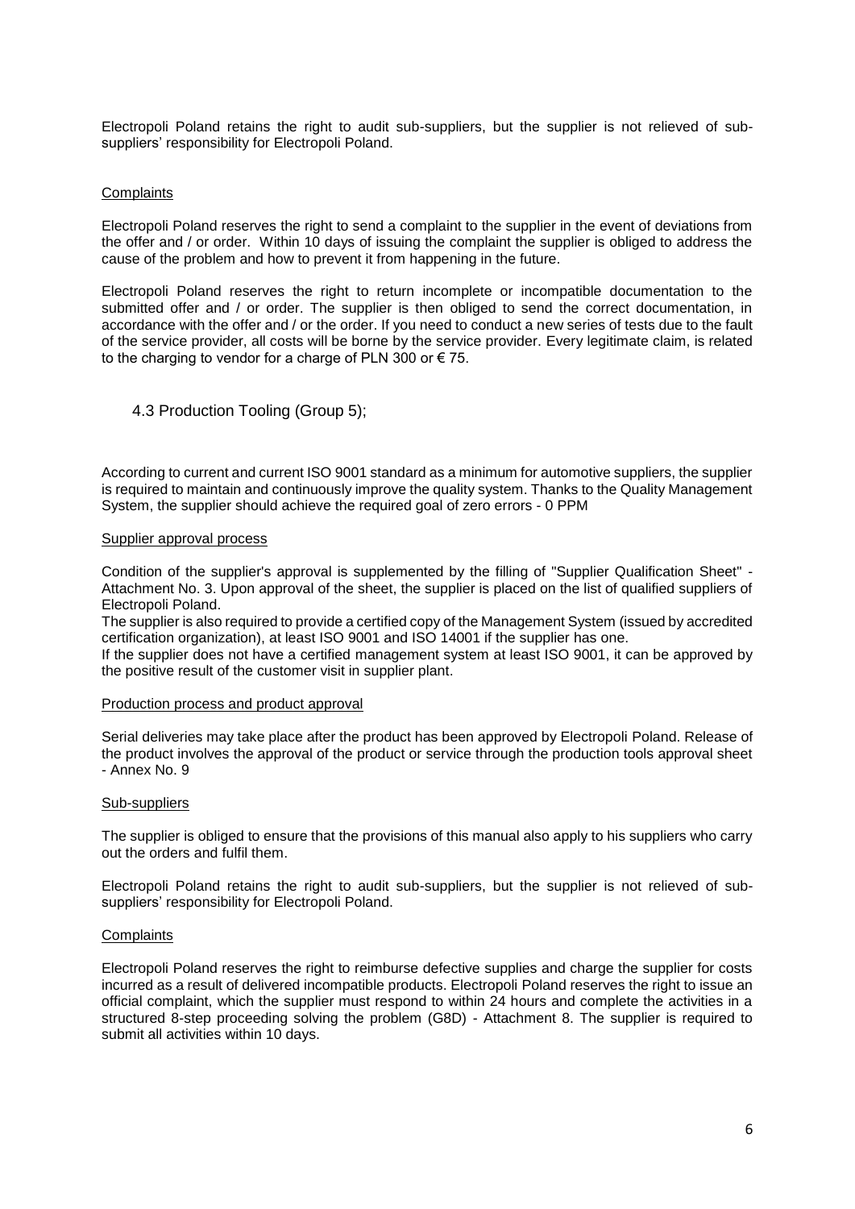Electropoli Poland retains the right to audit sub-suppliers, but the supplier is not relieved of sub-suppliers' responsibility for Electropoli Poland.

Complaints

Electropoli Poland reserves the right to send a complaint to the supplier in the event of deviations from the offer and / or order. Within 10 days of issuing the complaint the supplier is obliged to address the cause of the problem and how to prevent it from happening in the future.

Electropoli Poland reserves the right to return incomplete or incompatible documentation to the submitted offer and / or order. The supplier is then obliged to send the correct documentation, in accordance with the offer and / or the order. If you need to conduct a new series of tests due to the fault of the service provider, all costs will be borne by the service provider. Every legitimate claim, is related to the charging to vendor for a charge of PLN 300 or € 75.

### 4.3 Production Tooling (Group 5);

According to current and current ISO 9001 standard as a minimum for automotive suppliers, the supplier is required to maintain and continuously improve the quality system. Thanks to the Quality Management System, the supplier should achieve the required goal of zero errors - 0 PPM

Supplier approval process

Condition of the supplier's approval is supplemented by the filling of "Supplier Qualification Sheet" - Attachment No. 3. Upon approval of the sheet, the supplier is placed on the list of qualified suppliers of Electropoli Poland.
The supplier is also required to provide a certified copy of the Management System (issued by accredited certification organization), at least ISO 9001 and ISO 14001 if the supplier has one.
If the supplier does not have a certified management system at least ISO 9001, it can be approved by the positive result of the customer visit in supplier plant.

Production process and product approval

Serial deliveries may take place after the product has been approved by Electropoli Poland. Release of the product involves the approval of the product or service through the production tools approval sheet - Annex No. 9

Sub-suppliers

The supplier is obliged to ensure that the provisions of this manual also apply to his suppliers who carry out the orders and fulfil them.

Electropoli Poland retains the right to audit sub-suppliers, but the supplier is not relieved of sub-suppliers' responsibility for Electropoli Poland.

Complaints

Electropoli Poland reserves the right to reimburse defective supplies and charge the supplier for costs incurred as a result of delivered incompatible products. Electropoli Poland reserves the right to issue an official complaint, which the supplier must respond to within 24 hours and complete the activities in a structured 8-step proceeding solving the problem (G8D) - Attachment 8. The supplier is required to submit all activities within 10 days.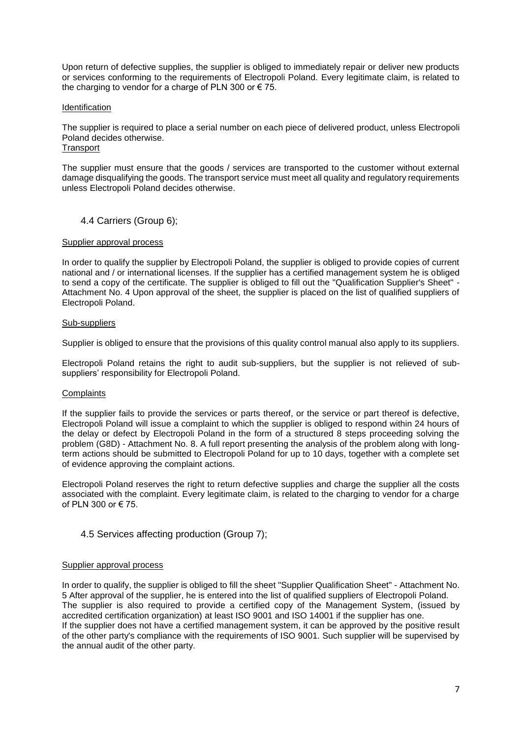Upon return of defective supplies, the supplier is obliged to immediately repair or deliver new products or services conforming to the requirements of Electropoli Poland. Every legitimate claim, is related to the charging to vendor for a charge of PLN 300 or € 75.

Identification

The supplier is required to place a serial number on each piece of delivered product, unless Electropoli Poland decides otherwise.

Transport

The supplier must ensure that the goods / services are transported to the customer without external damage disqualifying the goods. The transport service must meet all quality and regulatory requirements unless Electropoli Poland decides otherwise.

## 4.4 Carriers (Group 6);

Supplier approval process

In order to qualify the supplier by Electropoli Poland, the supplier is obliged to provide copies of current national and / or international licenses. If the supplier has a certified management system he is obliged to send a copy of the certificate. The supplier is obliged to fill out the "Qualification Supplier's Sheet" - Attachment No. 4 Upon approval of the sheet, the supplier is placed on the list of qualified suppliers of Electropoli Poland.

Sub-suppliers

Supplier is obliged to ensure that the provisions of this quality control manual also apply to its suppliers.

Electropoli Poland retains the right to audit sub-suppliers, but the supplier is not relieved of sub-suppliers' responsibility for Electropoli Poland.

Complaints

If the supplier fails to provide the services or parts thereof, or the service or part thereof is defective, Electropoli Poland will issue a complaint to which the supplier is obliged to respond within 24 hours of the delay or defect by Electropoli Poland in the form of a structured 8 steps proceeding solving the problem (G8D) - Attachment No. 8. A full report presenting the analysis of the problem along with long-term actions should be submitted to Electropoli Poland for up to 10 days, together with a complete set of evidence approving the complaint actions.

Electropoli Poland reserves the right to return defective supplies and charge the supplier all the costs associated with the complaint. Every legitimate claim, is related to the charging to vendor for a charge of PLN 300 or € 75.

## 4.5 Services affecting production (Group 7);

Supplier approval process

In order to qualify, the supplier is obliged to fill the sheet "Supplier Qualification Sheet" - Attachment No. 5 After approval of the supplier, he is entered into the list of qualified suppliers of Electropoli Poland.
The supplier is also required to provide a certified copy of the Management System, (issued by accredited certification organization) at least ISO 9001 and ISO 14001 if the supplier has one.
If the supplier does not have a certified management system, it can be approved by the positive result of the other party's compliance with the requirements of ISO 9001. Such supplier will be supervised by the annual audit of the other party.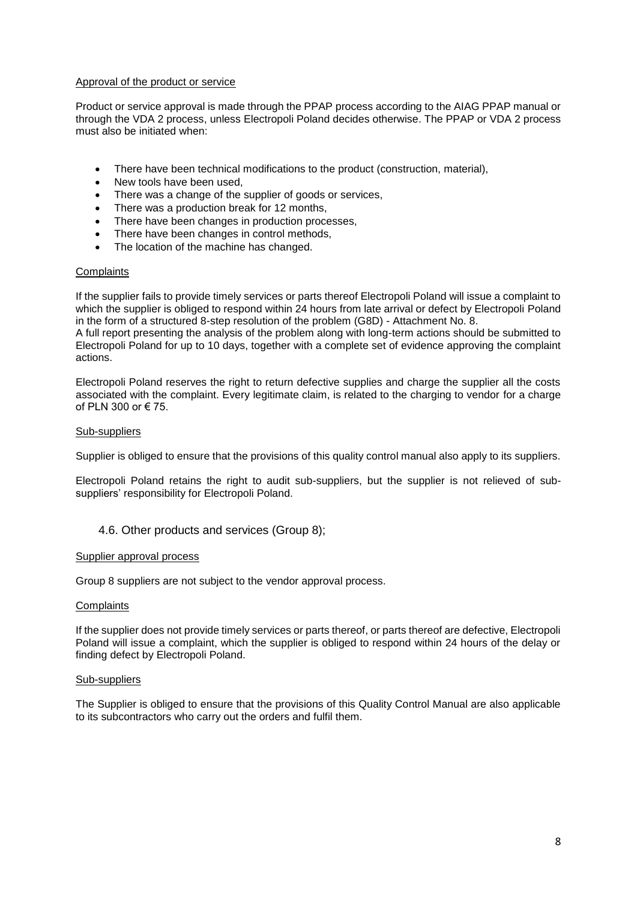Approval of the product or service

Product or service approval is made through the PPAP process according to the AIAG PPAP manual or through the VDA 2 process, unless Electropoli Poland decides otherwise. The PPAP or VDA 2 process must also be initiated when:

- There have been technical modifications to the product (construction, material),
- New tools have been used,
- There was a change of the supplier of goods or services,
- There was a production break for 12 months,
- There have been changes in production processes,
- There have been changes in control methods,
- The location of the machine has changed.

Complaints

If the supplier fails to provide timely services or parts thereof Electropoli Poland will issue a complaint to which the supplier is obliged to respond within 24 hours from late arrival or defect by Electropoli Poland in the form of a structured 8-step resolution of the problem (G8D) - Attachment No. 8.
A full report presenting the analysis of the problem along with long-term actions should be submitted to Electropoli Poland for up to 10 days, together with a complete set of evidence approving the complaint actions.

Electropoli Poland reserves the right to return defective supplies and charge the supplier all the costs associated with the complaint. Every legitimate claim, is related to the charging to vendor for a charge of PLN 300 or € 75.

Sub-suppliers

Supplier is obliged to ensure that the provisions of this quality control manual also apply to its suppliers.

Electropoli Poland retains the right to audit sub-suppliers, but the supplier is not relieved of sub-suppliers' responsibility for Electropoli Poland.

### 4.6. Other products and services (Group 8);

Supplier approval process

Group 8 suppliers are not subject to the vendor approval process.

Complaints

If the supplier does not provide timely services or parts thereof, or parts thereof are defective, Electropoli Poland will issue a complaint, which the supplier is obliged to respond within 24 hours of the delay or finding defect by Electropoli Poland.

Sub-suppliers

The Supplier is obliged to ensure that the provisions of this Quality Control Manual are also applicable to its subcontractors who carry out the orders and fulfil them.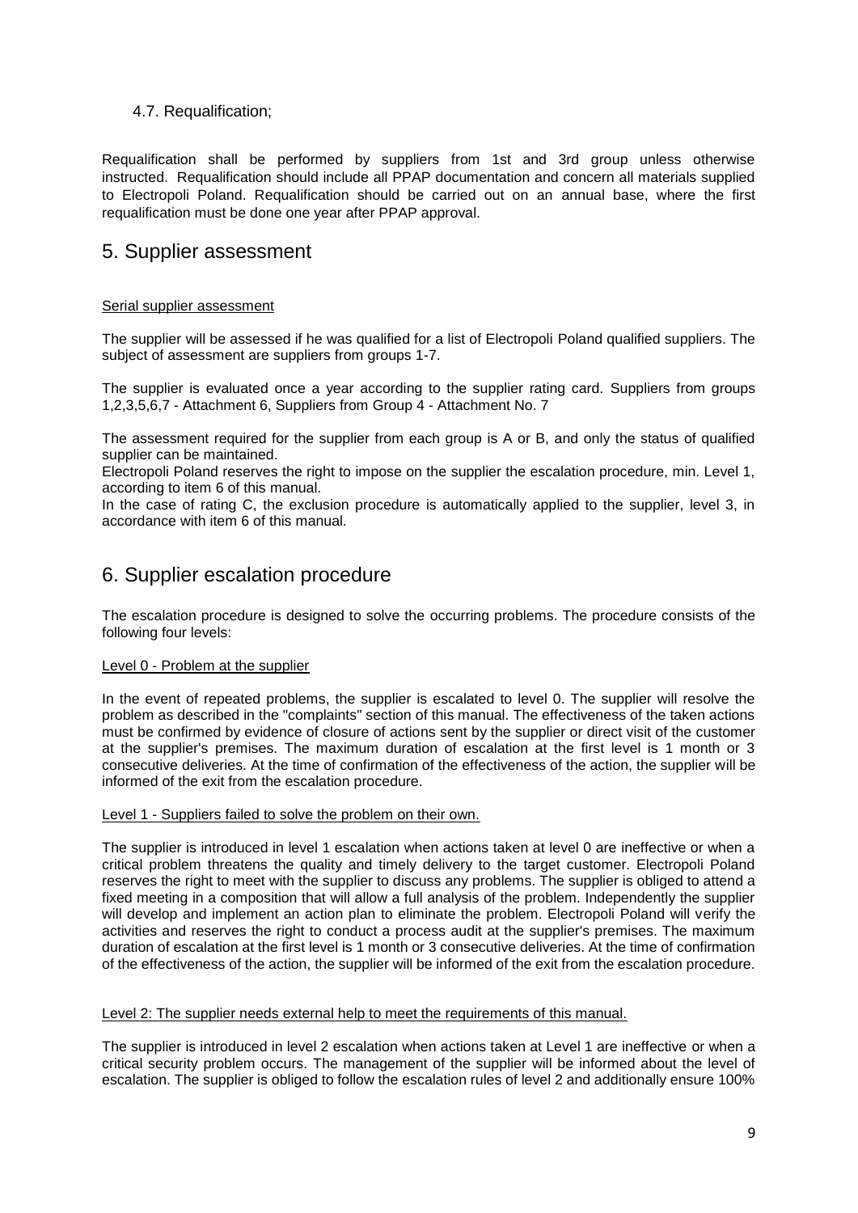### 4.7. Requalification;

Requalification shall be performed by suppliers from 1st and 3rd group unless otherwise instructed. Requalification should include all PPAP documentation and concern all materials supplied to Electropoli Poland. Requalification should be carried out on an annual base, where the first requalification must be done one year after PPAP approval.

# 5. Supplier assessment

Serial supplier assessment

The supplier will be assessed if he was qualified for a list of Electropoli Poland qualified suppliers. The subject of assessment are suppliers from groups 1-7.

The supplier is evaluated once a year according to the supplier rating card. Suppliers from groups 1,2,3,5,6,7 - Attachment 6, Suppliers from Group 4 - Attachment No. 7

The assessment required for the supplier from each group is A or B, and only the status of qualified supplier can be maintained.
Electropoli Poland reserves the right to impose on the supplier the escalation procedure, min. Level 1, according to item 6 of this manual.
In the case of rating C, the exclusion procedure is automatically applied to the supplier, level 3, in accordance with item 6 of this manual.

# 6. Supplier escalation procedure

The escalation procedure is designed to solve the occurring problems. The procedure consists of the following four levels:

Level 0 - Problem at the supplier

In the event of repeated problems, the supplier is escalated to level 0. The supplier will resolve the problem as described in the "complaints" section of this manual. The effectiveness of the taken actions must be confirmed by evidence of closure of actions sent by the supplier or direct visit of the customer at the supplier's premises. The maximum duration of escalation at the first level is 1 month or 3 consecutive deliveries. At the time of confirmation of the effectiveness of the action, the supplier will be informed of the exit from the escalation procedure.

Level 1 - Suppliers failed to solve the problem on their own.

The supplier is introduced in level 1 escalation when actions taken at level 0 are ineffective or when a critical problem threatens the quality and timely delivery to the target customer. Electropoli Poland reserves the right to meet with the supplier to discuss any problems. The supplier is obliged to attend a fixed meeting in a composition that will allow a full analysis of the problem. Independently the supplier will develop and implement an action plan to eliminate the problem. Electropoli Poland will verify the activities and reserves the right to conduct a process audit at the supplier's premises. The maximum duration of escalation at the first level is 1 month or 3 consecutive deliveries. At the time of confirmation of the effectiveness of the action, the supplier will be informed of the exit from the escalation procedure.

Level 2: The supplier needs external help to meet the requirements of this manual.

The supplier is introduced in level 2 escalation when actions taken at Level 1 are ineffective or when a critical security problem occurs. The management of the supplier will be informed about the level of escalation. The supplier is obliged to follow the escalation rules of level 2 and additionally ensure 100%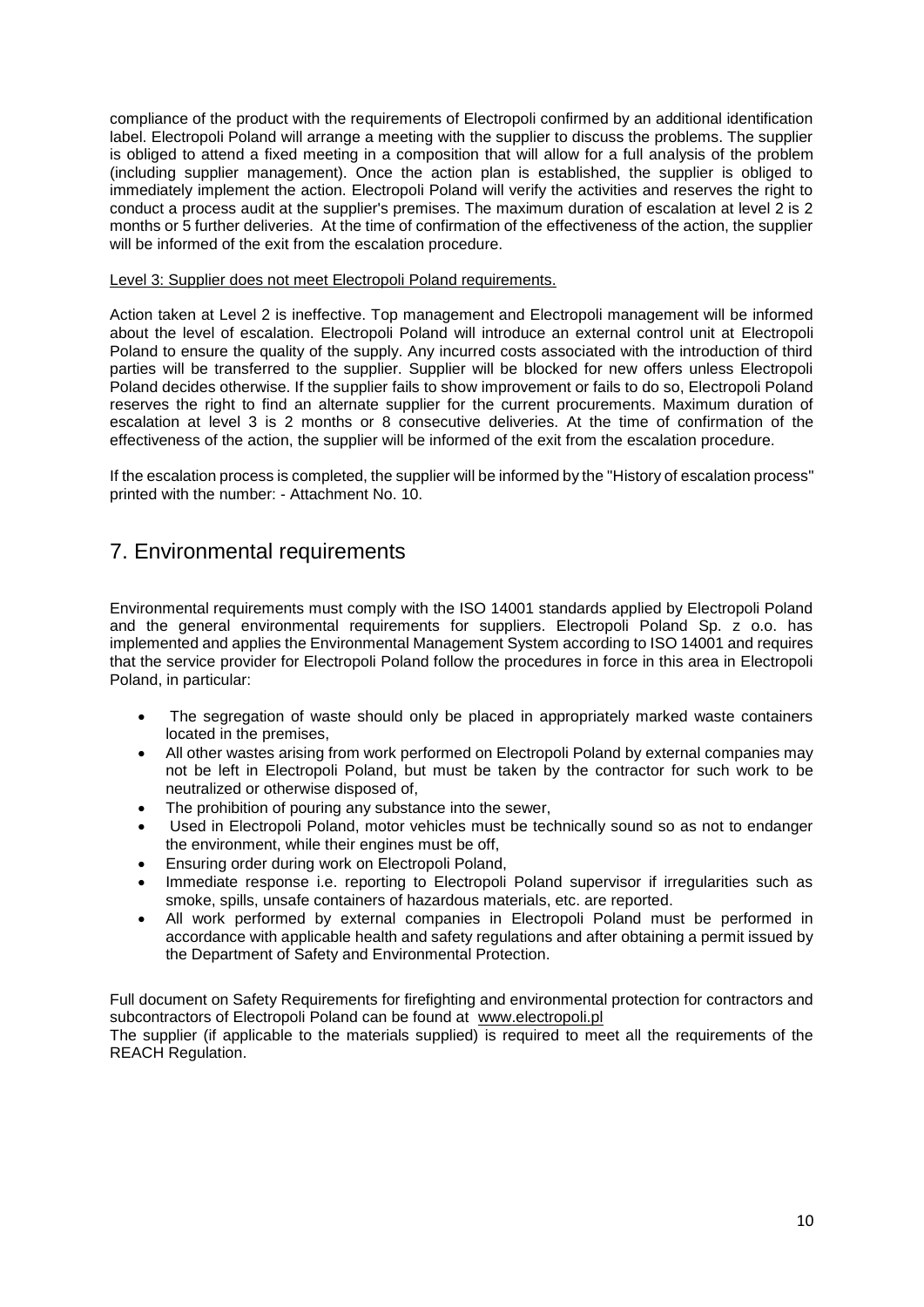compliance of the product with the requirements of Electropoli confirmed by an additional identification label. Electropoli Poland will arrange a meeting with the supplier to discuss the problems. The supplier is obliged to attend a fixed meeting in a composition that will allow for a full analysis of the problem (including supplier management). Once the action plan is established, the supplier is obliged to immediately implement the action. Electropoli Poland will verify the activities and reserves the right to conduct a process audit at the supplier's premises. The maximum duration of escalation at level 2 is 2 months or 5 further deliveries. At the time of confirmation of the effectiveness of the action, the supplier will be informed of the exit from the escalation procedure.

Level 3: Supplier does not meet Electropoli Poland requirements.

Action taken at Level 2 is ineffective. Top management and Electropoli management will be informed about the level of escalation. Electropoli Poland will introduce an external control unit at Electropoli Poland to ensure the quality of the supply. Any incurred costs associated with the introduction of third parties will be transferred to the supplier. Supplier will be blocked for new offers unless Electropoli Poland decides otherwise. If the supplier fails to show improvement or fails to do so, Electropoli Poland reserves the right to find an alternate supplier for the current procurements. Maximum duration of escalation at level 3 is 2 months or 8 consecutive deliveries. At the time of confirmation of the effectiveness of the action, the supplier will be informed of the exit from the escalation procedure.

If the escalation process is completed, the supplier will be informed by the "History of escalation process" printed with the number: - Attachment No. 10.

# 7. Environmental requirements

Environmental requirements must comply with the ISO 14001 standards applied by Electropoli Poland and the general environmental requirements for suppliers. Electropoli Poland Sp. z o.o. has implemented and applies the Environmental Management System according to ISO 14001 and requires that the service provider for Electropoli Poland follow the procedures in force in this area in Electropoli Poland, in particular:

- The segregation of waste should only be placed in appropriately marked waste containers located in the premises,
- All other wastes arising from work performed on Electropoli Poland by external companies may not be left in Electropoli Poland, but must be taken by the contractor for such work to be neutralized or otherwise disposed of,
- The prohibition of pouring any substance into the sewer,
- Used in Electropoli Poland, motor vehicles must be technically sound so as not to endanger the environment, while their engines must be off,
- Ensuring order during work on Electropoli Poland,
- Immediate response i.e. reporting to Electropoli Poland supervisor if irregularities such as smoke, spills, unsafe containers of hazardous materials, etc. are reported.
- All work performed by external companies in Electropoli Poland must be performed in accordance with applicable health and safety regulations and after obtaining a permit issued by the Department of Safety and Environmental Protection.

Full document on Safety Requirements for firefighting and environmental protection for contractors and subcontractors of Electropoli Poland can be found at www.electropoli.pl

The supplier (if applicable to the materials supplied) is required to meet all the requirements of the REACH Regulation.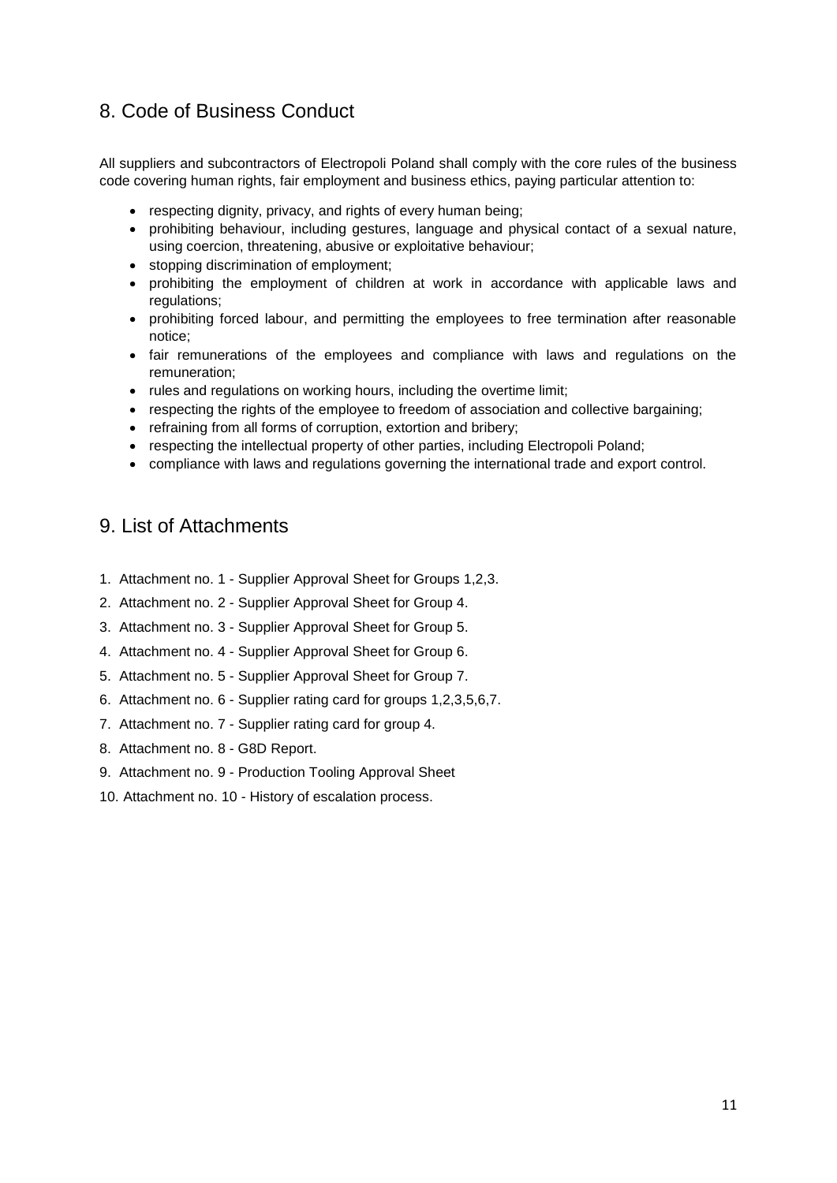## 8. Code of Business Conduct

All suppliers and subcontractors of Electropoli Poland shall comply with the core rules of the business code covering human rights, fair employment and business ethics, paying particular attention to:

- respecting dignity, privacy, and rights of every human being;
- prohibiting behaviour, including gestures, language and physical contact of a sexual nature, using coercion, threatening, abusive or exploitative behaviour;
- stopping discrimination of employment;
- prohibiting the employment of children at work in accordance with applicable laws and regulations;
- prohibiting forced labour, and permitting the employees to free termination after reasonable notice;
- fair remunerations of the employees and compliance with laws and regulations on the remuneration;
- rules and regulations on working hours, including the overtime limit;
- respecting the rights of the employee to freedom of association and collective bargaining;
- refraining from all forms of corruption, extortion and bribery;
- respecting the intellectual property of other parties, including Electropoli Poland;
- compliance with laws and regulations governing the international trade and export control.

## 9. List of Attachments

1. Attachment no. 1 - Supplier Approval Sheet for Groups 1,2,3.
2. Attachment no. 2 - Supplier Approval Sheet for Group 4.
3. Attachment no. 3 - Supplier Approval Sheet for Group 5.
4. Attachment no. 4 - Supplier Approval Sheet for Group 6.
5. Attachment no. 5 - Supplier Approval Sheet for Group 7.
6. Attachment no. 6 - Supplier rating card for groups 1,2,3,5,6,7.
7. Attachment no. 7 - Supplier rating card for group 4.
8. Attachment no. 8 - G8D Report.
9. Attachment no. 9 - Production Tooling Approval Sheet
10. Attachment no. 10 - History of escalation process.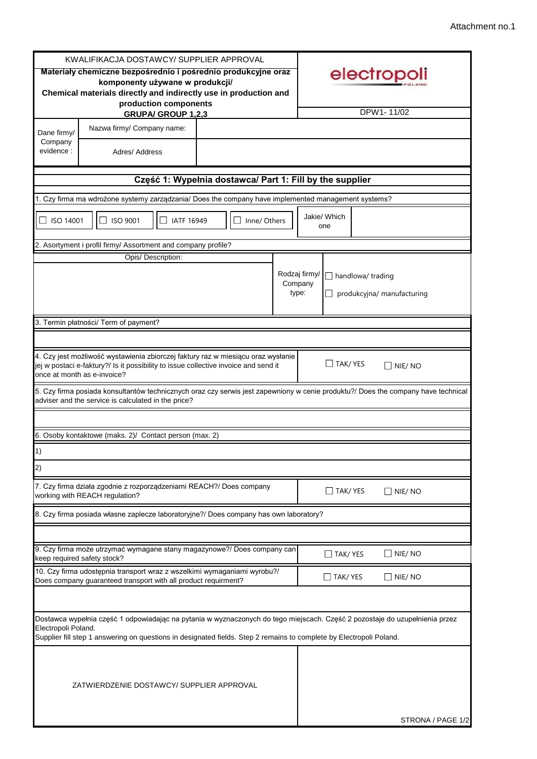Attachment no.1

| KWALIFIKACJA DOSTAWCY/ SUPPLIER APPROVAL<br>**Materiały chemiczne bezpośrednio i pośrednio produkcyjne oraz komponenty używane w produkcji/ Chemical materials directly and indirectly use in production and production components**<br>**GRUPA/ GROUP 1,2,3** | electropoli POLAND<br><br>DPW1- 11/02 |
|---|---|

| Dane firmy/ Company evidence : | Nazwa firmy/ Company name: | |
|---|---|---|
| | Adres/ Address | |

## Część 1: Wypełnia dostawca/ Part 1: Fill by the supplier

1. Czy firma ma wdrożone systemy zarządzania/ Does the company have implemented management systems?

| ☐ ISO 14001 | ☐ ISO 9001 | ☐ IATF 16949 | ☐ Inne/ Others | Jakie/ Which one | |
|---|---|---|---|---|---|

2. Asortyment i profil firmy/ Assortment and company profile?

| Opis/ Description: | Rodzaj firmy/ Company type: | ☐ handlowa/ trading<br>☐ produkcyjna/ manufacturing |
|---|---|---|
| | | |

3. Termin płatności/ Term of payment?

| 4. Czy jest możliwość wystawienia zbiorczej faktury raz w miesiącu oraz wysłanie jej w postaci e-faktury?/ Is it possibility to issue collective invoice and send it once at month as e-invoice? | ☐ TAK/ YES ☐ NIE/ NO |
|---|---|

5. Czy firma posiada konsultantów technicznych oraz czy serwis jest zapewniony w cenie produktu?/ Does the company have technical adviser and the service is calculated in the price?

6. Osoby kontaktowe (maks. 2)/ Contact person (max. 2)

1)

2)

| 7. Czy firma działa zgodnie z rozporządzeniami REACH?/ Does company working with REACH regulation? | ☐ TAK/ YES ☐ NIE/ NO |
|---|---|

8. Czy firma posiada własne zaplecze laboratoryjne?/ Does company has own laboratory?

| 9. Czy firma może utrzymać wymagane stany magazynowe?/ Does company can keep required safety stock? | ☐ TAK/ YES ☐ NIE/ NO |
|---|---|
| 10. Czy firma udostępnia transport wraz z wszelkimi wymaganiami wyrobu?/ Does company guaranteed transport with all product requirment? | ☐ TAK/ YES ☐ NIE/ NO |

Dostawca wypełnia część 1 odpowiadając na pytania w wyznaczonych do tego miejscach. Część 2 pozostaje do uzupełnienia przez Electropoli Poland.
Supplier fill step 1 answering on questions in designated fields. Step 2 remains to complete by Electropoli Poland.

| ZATWIERDZENIE DOSTAWCY/ SUPPLIER APPROVAL | |
|---|---|

STRONA / PAGE 1/2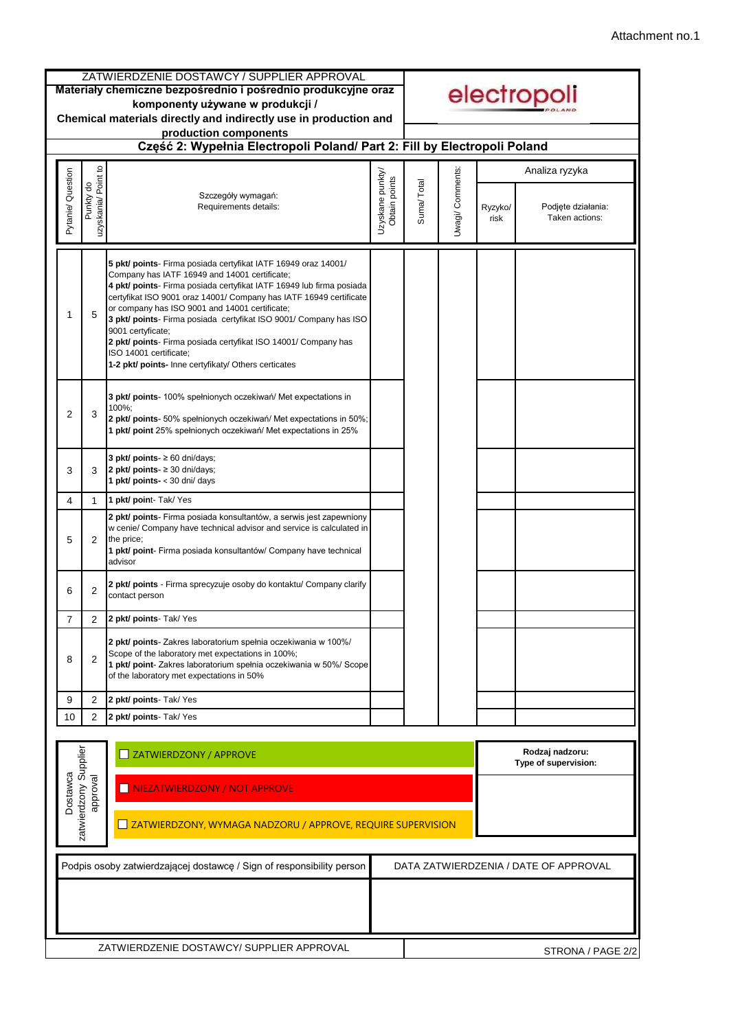Attachment no.1

ZATWIERDZENIE DOSTAWCY / SUPPLIER APPROVAL

**Materiały chemiczne bezpośrednio i pośrednio produkcyjne oraz komponenty używane w produkcji / Chemical materials directly and indirectly use in production and production components**

electropoli POLAND

## Część 2: Wypełnia Electropoli Poland/ Part 2: Fill by Electropoli Poland

| Pytanie/ Question | Punkty do uzyskania/ Point to | Szczegóły wymagań: Requirements details: | Uzyskane punkty/ Obtain points | Suma/ Total | Uwagi/ Comments: | Analiza ryzyka | |
|---|---|---|---|---|---|---|---|
| | | | | | | Ryzyko/ risk | Podjęte działania: Taken actions: |
| 1 | 5 | **5 pkt/ points**- Firma posiada certyfikat IATF 16949 oraz 14001/ Company has IATF 16949 and 14001 certificate; **4 pkt/ points**- Firma posiada certyfikat IATF 16949 lub firma posiada certyfikat ISO 9001 oraz 14001/ Company has IATF 16949 certificate or company has ISO 9001 and 14001 certificate; **3 pkt/ points**- Firma posiada certyfikat ISO 9001/ Company has ISO 9001 certyficate; **2 pkt/ points**- Firma posiada certyfikat ISO 14001/ Company has ISO 14001 certificate; **1-2 pkt/ points-** Inne certyfikaty/ Others certicates | | | | | |
| 2 | 3 | **3 pkt/ points**- 100% spełnionych oczekiwań/ Met expectations in 100%; **2 pkt/ points**- 50% spełnionych oczekiwań/ Met expectations in 50%; **1 pkt/ point** 25% spełnionych oczekiwań/ Met expectations in 25% | | | | | |
| 3 | 3 | **3 pkt/ points**- ≥ 60 dni/days; **2 pkt/ points**- ≥ 30 dni/days; **1 pkt/ points-** < 30 dni/ days | | | | | |
| 4 | 1 | **1 pkt/ point**- Tak/ Yes | | | | | |
| 5 | 2 | **2 pkt/ points**- Firma posiada konsultantów, a serwis jest zapewniony w cenie/ Company have technical advisor and service is calculated in the price; **1 pkt/ point**- Firma posiada konsultantów/ Company have technical advisor | | | | | |
| 6 | 2 | **2 pkt/ points** - Firma sprecyzuje osoby do kontaktu/ Company clarify contact person | | | | | |
| 7 | 2 | **2 pkt/ points**- Tak/ Yes | | | | | |
| 8 | 2 | **2 pkt/ points**- Zakres laboratorium spełnia oczekiwania w 100%/ Scope of the laboratory met expectations in 100%; **1 pkt/ point**- Zakres laboratorium spełnia oczekiwania w 50%/ Scope of the laboratory met expectations in 50% | | | | | |
| 9 | 2 | **2 pkt/ points**- Tak/ Yes | | | | | |
| 10 | 2 | **2 pkt/ points**- Tak/ Yes | | | | | |

| Dostawca zatwierdzony Supplier approval | | **Rodzaj nadzoru: Type of supervision:** |
|---|---|---|
| | ☐ ZATWIERDZONY / APPROVE | |
| | ☐ NIEZATWIERDZONY / NOT APPROVE | |
| | ☐ ZATWIERDZONY, WYMAGA NADZORU / APPROVE, REQUIRE SUPERVISION | |

| Podpis osoby zatwierdzającej dostawcę / Sign of responsibility person | DATA ZATWIERDZENIA / DATE OF APPROVAL |
|---|---|
| | |

ZATWIERDZENIE DOSTAWCY/ SUPPLIER APPROVAL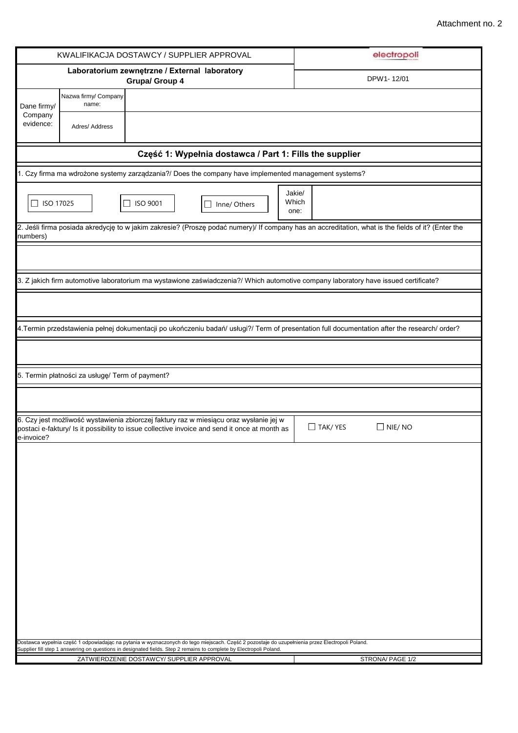Attachment no. 2

| KWALIFIKACJA DOSTAWCY / SUPPLIER APPROVAL | | electropoli |
|---|---|---|
| **Laboratorium zewnętrzne / External laboratory Grupa/ Group 4** | | DPW1- 12/01 |
| Dane firmy/ Company evidence: | Nazwa firmy/ Company name: | |
| | Adres/ Address | |

## Część 1: Wypełnia dostawca / Part 1: Fills the supplier

1. Czy firma ma wdrożone systemy zarządzania?/ Does the company have implemented management systems?

☐ ISO 17025 ☐ ISO 9001 ☐ Inne/ Others | Jakie/ Which one: |

2. Jeśli firma posiada akredycję to w jakim zakresie? (Proszę podać numery)/ If company has an accreditation, what is the fields of it? (Enter the numbers)

3. Z jakich firm automotive laboratorium ma wystawione zaświadczenia?/ Which automotive company laboratory have issued certificate?

4.Termin przedstawienia pełnej dokumentacji po ukończeniu badań/ usługi?/ Term of presentation full documentation after the research/ order?

5. Termin płatności za usługę/ Term of payment?

| 6. Czy jest możliwość wystawienia zbiorczej faktury raz w miesiącu oraz wysłanie jej w postaci e-faktury/ Is it possibility to issue collective invoice and send it once at month as e-invoice? | ☐ TAK/ YES ☐ NIE/ NO |
|---|---|

Dostawca wypełnia część 1 odpowiadając na pytania w wyznaczonych do tego miejscach. Część 2 pozostaje do uzupełnienia przez Electropoli Poland.
Supplier fill step 1 answering on questions in designated fields. Step 2 remains to complete by Electropoli Poland.

ZATWIERDZENIE DOSTAWCY/ SUPPLIER APPROVAL | STRONA/ PAGE 1/2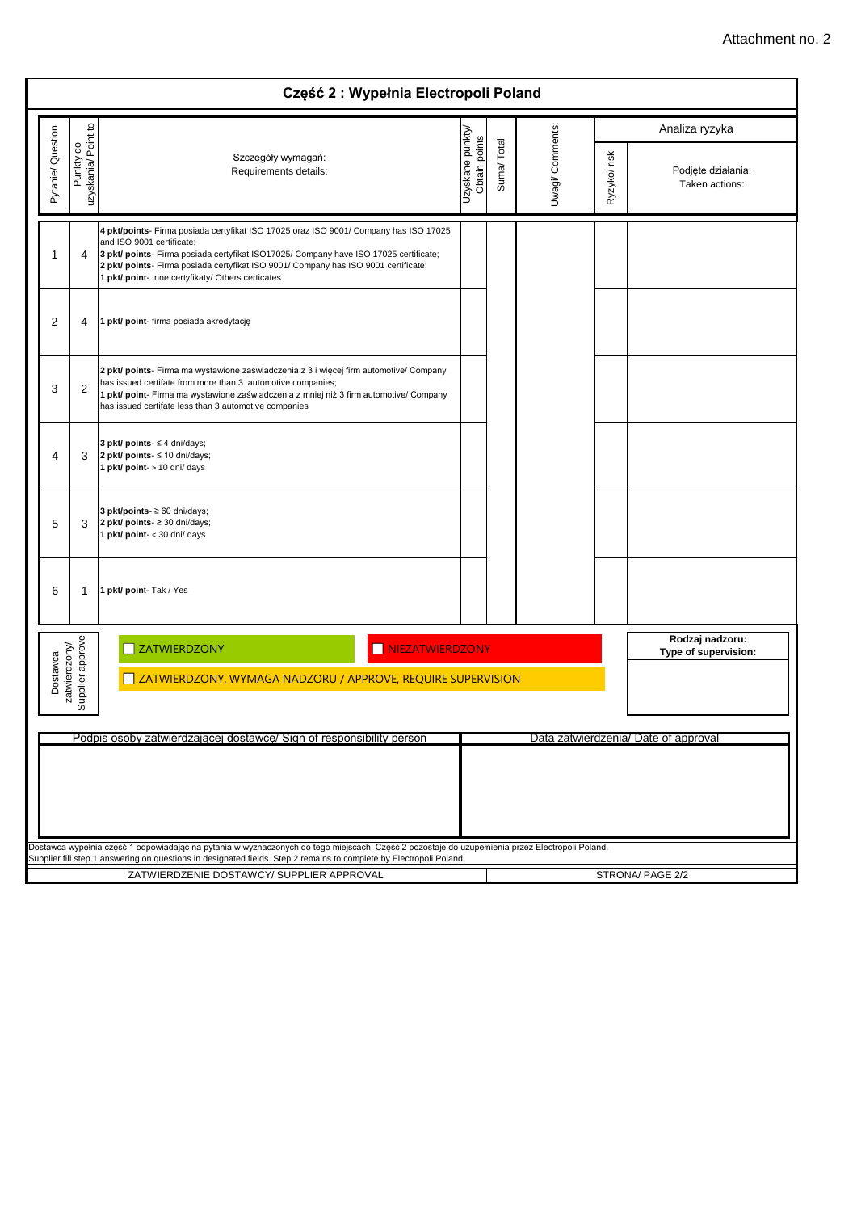Attachment no. 2

## Część 2 : Wypełnia Electropoli Poland

| Pytanie/ Question | Punkty do uzyskania/ Point to | Szczegóły wymagań: Requirements details: | Uzyskane punkty/ Obtain points | Suma/ Total | Uwagi/ Comments: | Analiza ryzyka | |
|---|---|---|---|---|---|---|---|
| | | | | | | Ryzyko/ risk | Podjęte działania: Taken actions: |
| 1 | 4 | **4 pkt/points**- Firma posiada certyfikat ISO 17025 oraz ISO 9001/ Company has ISO 17025 and ISO 9001 certificate;<br>**3 pkt/ points**- Firma posiada certyfikat ISO17025/ Company have ISO 17025 certificate;<br>**2 pkt/ points**- Firma posiada certyfikat ISO 9001/ Company has ISO 9001 certificate;<br>**1 pkt/ point**- Inne certyfikaty/ Others certicates | | | | | |
| 2 | 4 | **1 pkt/ point**- firma posiada akredytację | | | | | |
| 3 | 2 | **2 pkt/ points**- Firma ma wystawione zaświadczenia z 3 i więcej firm automotive/ Company has issued certifate from more than 3 automotive companies;<br>**1 pkt/ point**- Firma ma wystawione zaświadczenia z mniej niż 3 firm automotive/ Company has issued certifate less than 3 automotive companies | | | | | |
| 4 | 3 | **3 pkt/ points**- ≤ 4 dni/days;<br>**2 pkt/ points**- ≤ 10 dni/days;<br>**1 pkt/ point**- > 10 dni/ days | | | | | |
| 5 | 3 | **3 pkt/points**- ≥ 60 dni/days;<br>**2 pkt/ points**- ≥ 30 dni/days;<br>**1 pkt/ point**- < 30 dni/ days | | | | | |
| 6 | 1 | **1 pkt/ poin**t- Tak / Yes | | | | | |

**Dostawca zatwierdzony/ Supplier approve**

☐ ZATWIERDZONY

☐ NIEZATWIERDZONY

☐ ZATWIERDZONY, WYMAGA NADZORU / APPROVE, REQUIRE SUPERVISION

**Rodzaj nadzoru: Type of supervision:**

| Podpis osoby zatwierdzającej dostawcę/ Sign of responsibility person | Data zatwierdzenia/ Date of approval |
|---|---|
| | |

Dostawca wypełnia część 1 odpowiadając na pytania w wyznaczonych do tego miejscach. Część 2 pozostaje do uzupełnienia przez Electropoli Poland.
Supplier fill step 1 answering on questions in designated fields. Step 2 remains to complete by Electropoli Poland.

ZATWIERDZENIE DOSTAWCY/ SUPPLIER APPROVAL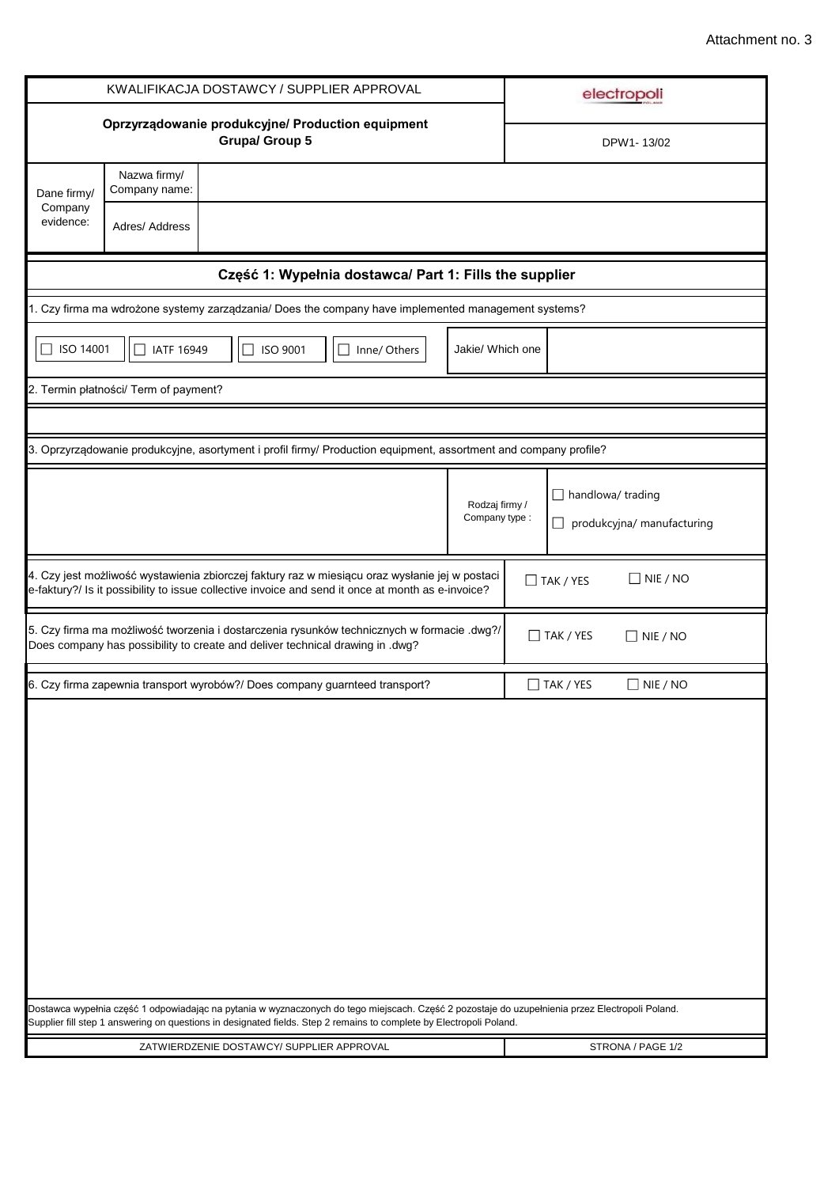Attachment no. 3

| KWALIFIKACJA DOSTAWCY / SUPPLIER APPROVAL | | electropoli |
|---|---|---|
| **Oprzyrządowanie produkcyjne/ Production equipment** **Grupa/ Group 5** | | DPW1- 13/02 |
| Dane firmy/ Company evidence: | Nazwa firmy/ Company name: | |
| | Adres/ Address | |

## Część 1: Wypełnia dostawca/ Part 1: Fills the supplier

1. Czy firma ma wdrożone systemy zarządzania/ Does the company have implemented management systems?

☐ ISO 14001 ☐ IATF 16949 ☐ ISO 9001 ☐ Inne/ Others | Jakie/ Which one: 

2. Termin płatności/ Term of payment?

3. Oprzyrządowanie produkcyjne, asortyment i profil firmy/ Production equipment, assortment and company profile?

Rodzaj firmy / Company type : ☐ handlowa/ trading ☐ produkcyjna/ manufacturing

| Question | Answer |
|---|---|
| 4. Czy jest możliwość wystawienia zbiorczej faktury raz w miesiącu oraz wysłanie jej w postaci e-faktury?/ Is it possibility to issue collective invoice and send it once at month as e-invoice? | ☐ TAK / YES ☐ NIE / NO |
| 5. Czy firma ma możliwość tworzenia i dostarczenia rysunków technicznych w formacie .dwg?/ Does company has possibility to create and deliver technical drawing in .dwg? | ☐ TAK / YES ☐ NIE / NO |
| 6. Czy firma zapewnia transport wyrobów?/ Does company guarnteed transport? | ☐ TAK / YES ☐ NIE / NO |

Dostawca wypełnia część 1 odpowiadając na pytania w wyznaczonych do tego miejscach. Część 2 pozostaje do uzupełnienia przez Electropoli Poland.
Supplier fill step 1 answering on questions in designated fields. Step 2 remains to complete by Electropoli Poland.

| ZATWIERDZENIE DOSTAWCY/ SUPPLIER APPROVAL | STRONA / PAGE 1/2 |
|---|---|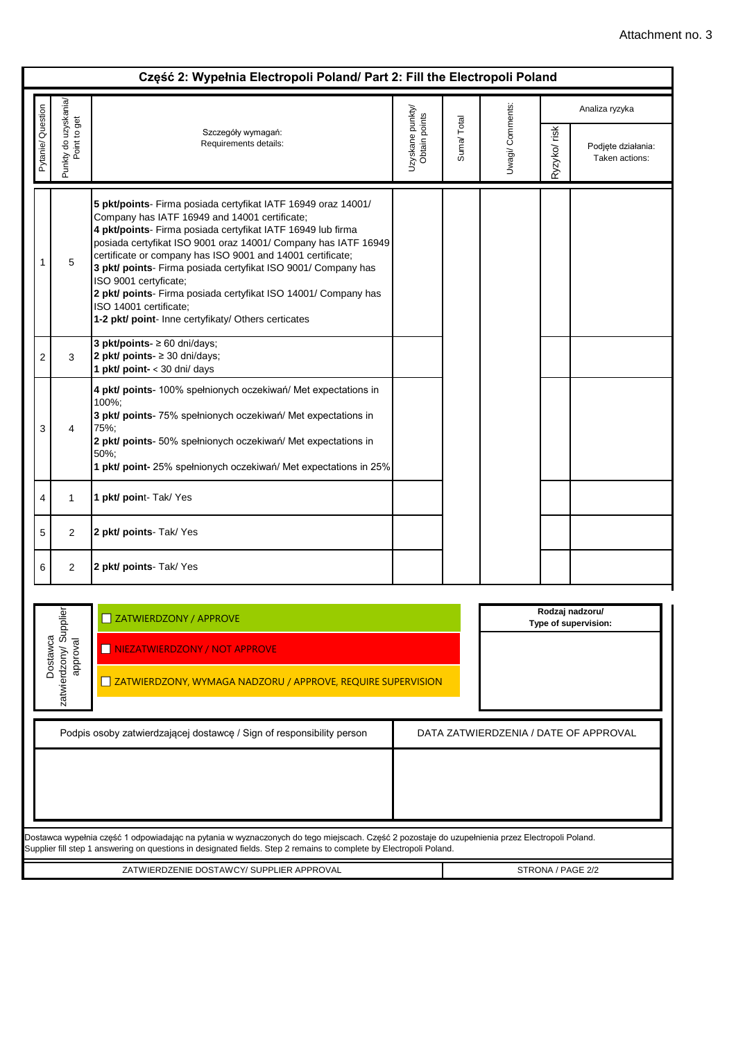Attachment no. 3

## Część 2: Wypełnia Electropoli Poland/ Part 2: Fill the Electropoli Poland

| Pytanie/ Question | Punkty do uzyskania/ Point to get | Szczegóły wymagań: Requirements details: | Uzyskane punkty/ Obtain points | Suma/ Total | Uwagi/ Comments: | Analiza ryzyka | |
|---|---|---|---|---|---|---|---|
| | | | | | | Ryzyko/ risk | Podjęte działania: Taken actions: |
| 1 | 5 | **5 pkt/points**- Firma posiada certyfikat IATF 16949 oraz 14001/ Company has IATF 16949 and 14001 certificate;<br>**4 pkt/points**- Firma posiada certyfikat IATF 16949 lub firma posiada certyfikat ISO 9001 oraz 14001/ Company has IATF 16949 certificate or company has ISO 9001 and 14001 certificate;<br>**3 pkt/ points**- Firma posiada certyfikat ISO 9001/ Company has ISO 9001 certyficate;<br>**2 pkt/ points**- Firma posiada certyfikat ISO 14001/ Company has ISO 14001 certificate;<br>**1-2 pkt/ point**- Inne certyfikaty/ Others certicates | | | | | |
| 2 | 3 | **3 pkt/points**- ≥ 60 dni/days;<br>**2 pkt/ points**- ≥ 30 dni/days;<br>**1 pkt/ point-** < 30 dni/ days | | | | | |
| 3 | 4 | **4 pkt/ points**- 100% spełnionych oczekiwań/ Met expectations in 100%;<br>**3 pkt/ points**- 75% spełnionych oczekiwań/ Met expectations in 75%;<br>**2 pkt/ points**- 50% spełnionych oczekiwań/ Met expectations in 50%;<br>**1 pkt/ point-** 25% spełnionych oczekiwań/ Met expectations in 25% | | | | | |
| 4 | 1 | **1 pkt/ point**- Tak/ Yes | | | | | |
| 5 | 2 | **2 pkt/ points**- Tak/ Yes | | | | | |
| 6 | 2 | **2 pkt/ points**- Tak/ Yes | | | | | |

| Dostawca zatwierdzony/ Supplier approval | | Rodzaj nadzoru/ Type of supervision: |
|---|---|---|
| | ☐ ZATWIERDZONY / APPROVE | |
| | ☐ NIEZATWIERDZONY / NOT APPROVE | |
| | ☐ ZATWIERDZONY, WYMAGA NADZORU / APPROVE, REQUIRE SUPERVISION | |

| Podpis osoby zatwierdzającej dostawcę / Sign of responsibility person | DATA ZATWIERDZENIA / DATE OF APPROVAL |
|---|---|
| | |

Dostawca wypełnia część 1 odpowiadając na pytania w wyznaczonych do tego miejscach. Część 2 pozostaje do uzupełnienia przez Electropoli Poland.
Supplier fill step 1 answering on questions in designated fields. Step 2 remains to complete by Electropoli Poland.

ZATWIERDZENIE DOSTAWCY/ SUPPLIER APPROVAL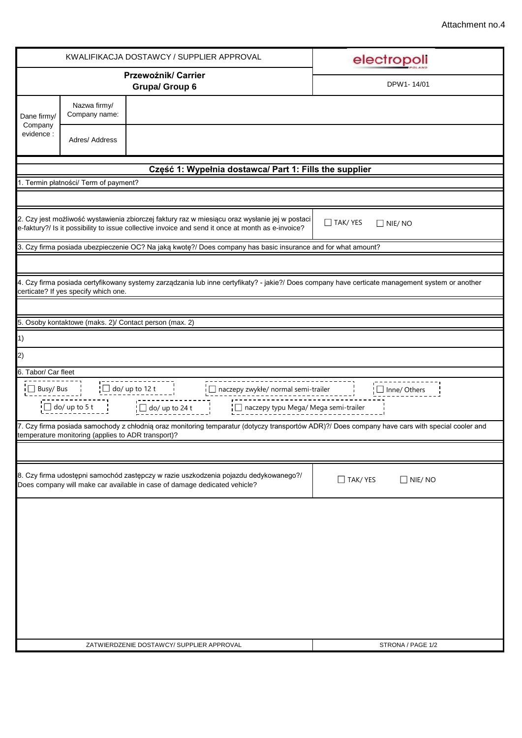Attachment no.4

| KWALIFIKACJA DOSTAWCY / SUPPLIER APPROVAL | | | electropoli |
|---|---|---|---|
| **Przewoźnik/ Carrier**<br>**Grupa/ Group 6** | | | DPW1- 14/01 |
| Dane firmy/ Company evidence : | Nazwa firmy/ Company name: | | |
| | Adres/ Address | | |

## Część 1: Wypełnia dostawca/ Part 1: Fills the supplier

1. Termin płatności/ Term of payment?

| 2. Czy jest możliwość wystawienia zbiorczej faktury raz w miesiącu oraz wysłanie jej w postaci e-faktury?/ Is it possibility to issue collective invoice and send it once at month as e-invoice? | ☐ TAK/ YES ☐ NIE/ NO |
|---|---|

3. Czy firma posiada ubezpieczenie OC? Na jaką kwotę?/ Does company has basic insurance and for what amount?

4. Czy firma posiada certyfikowany systemy zarządzania lub inne certyfikaty? - jakie?/ Does company have certicate management system or another certicate? If yes specify which one.

5. Osoby kontaktowe (maks. 2)/ Contact person (max. 2)

1)

2)

6. Tabor/ Car fleet

☐ Busy/ Bus ☐ do/ up to 12 t ☐ naczepy zwykłe/ normal semi-trailer ☐ Inne/ Others

☐ do/ up to 5 t ☐ do/ up to 24 t ☐ naczepy typu Mega/ Mega semi-trailer

7. Czy firma posiada samochody z chłodnią oraz monitoring temparatur (dotyczy transportów ADR)?/ Does company have cars with special cooler and temperature monitoring (applies to ADR transport)?

| 8. Czy firma udostępni samochód zastępczy w razie uszkodzenia pojazdu dedykowanego?/ Does company will make car available in case of damage dedicated vehicle? | ☐ TAK/ YES ☐ NIE/ NO |
|---|---|

| ZATWIERDZENIE DOSTAWCY/ SUPPLIER APPROVAL | STRONA / PAGE 1/2 |
|---|---|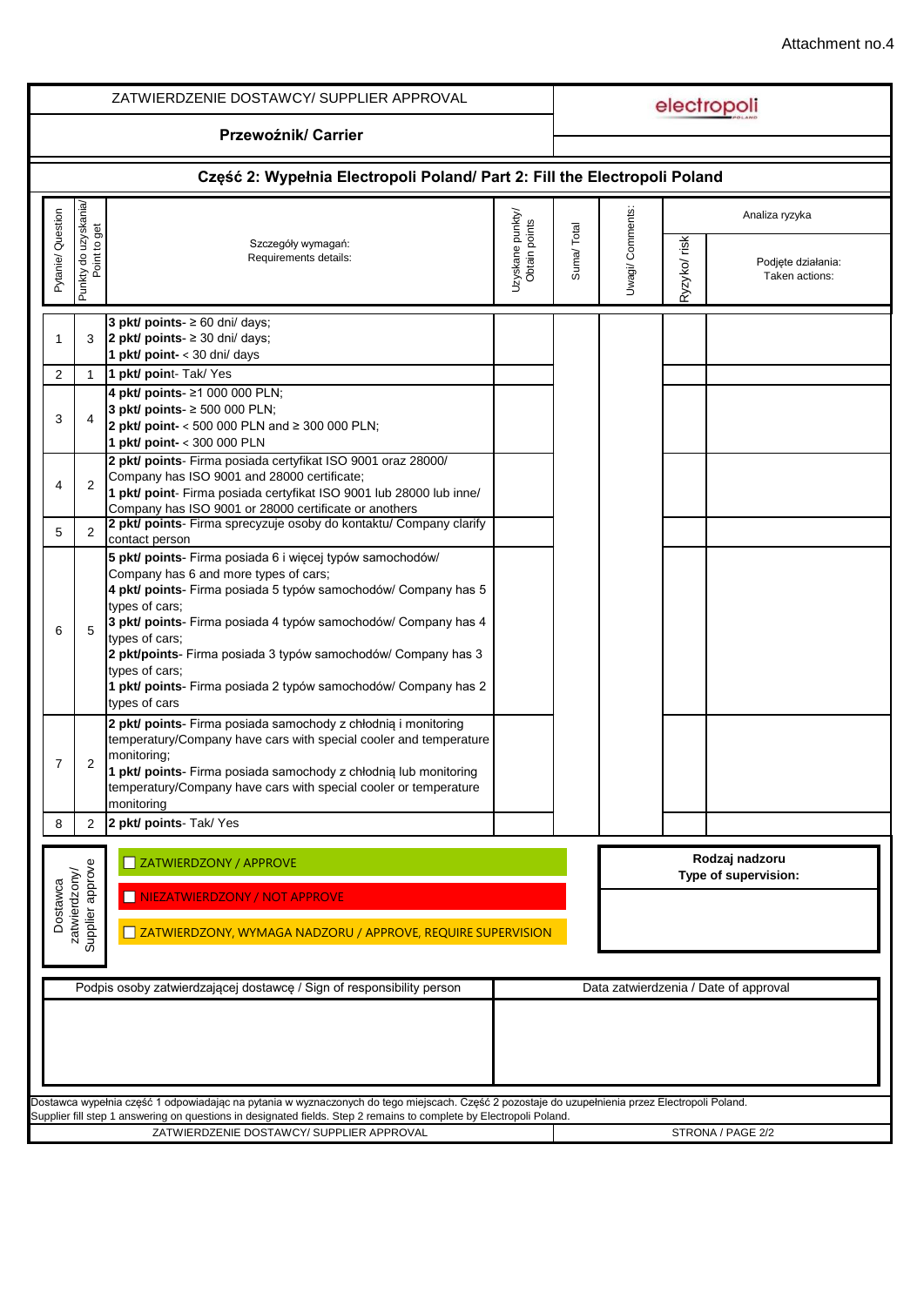Attachment no.4

ZATWIERDZENIE DOSTAWCY/ SUPPLIER APPROVAL

electropoli

**Przewoźnik/ Carrier**

## Część 2: Wypełnia Electropoli Poland/ Part 2: Fill the Electropoli Poland

| Pytanie/ Question | Punkty do uzyskania/ Point to get | Szczegóły wymagań: Requirements details: | Uzyskane punkty/ Obtain points | Suma/ Total | Uwagi/ Comments: | Analiza ryzyka | |
|---|---|---|---|---|---|---|---|
| | | | | | | Ryzyko/ risk | Podjęte działania: Taken actions: |
| 1 | 3 | **3 pkt/ points**- ≥ 60 dni/ days;<br>**2 pkt/ points**- ≥ 30 dni/ days;<br>**1 pkt/ point**- < 30 dni/ days | | | | | |
| 2 | 1 | **1 pkt/ point**- Tak/ Yes | | | | | |
| 3 | 4 | **4 pkt/ points**- ≥1 000 000 PLN;<br>**3 pkt/ points**- ≥ 500 000 PLN;<br>**2 pkt/ point**- < 500 000 PLN and ≥ 300 000 PLN;<br>**1 pkt/ point**- < 300 000 PLN | | | | | |
| 4 | 2 | **2 pkt/ points**- Firma posiada certyfikat ISO 9001 oraz 28000/ Company has ISO 9001 and 28000 certificate;<br>**1 pkt/ point**- Firma posiada certyfikat ISO 9001 lub 28000 lub inne/ Company has ISO 9001 or 28000 certificate or anothers | | | | | |
| 5 | 2 | **2 pkt/ points**- Firma sprecyzuje osoby do kontaktu/ Company clarify contact person | | | | | |
| 6 | 5 | **5 pkt/ points**- Firma posiada 6 i więcej typów samochodów/ Company has 6 and more types of cars;<br>**4 pkt/ points**- Firma posiada 5 typów samochodów/ Company has 5 types of cars;<br>**3 pkt/ points**- Firma posiada 4 typów samochodów/ Company has 4 types of cars;<br>**2 pkt/points**- Firma posiada 3 typów samochodów/ Company has 3 types of cars;<br>**1 pkt/ points**- Firma posiada 2 typów samochodów/ Company has 2 types of cars | | | | | |
| 7 | 2 | **2 pkt/ points**- Firma posiada samochody z chłodnią i monitoring temperatury/Company have cars with special cooler and temperature monitoring;<br>**1 pkt/ points**- Firma posiada samochody z chłodnią lub monitoring temperatury/Company have cars with special cooler or temperature monitoring | | | | | |
| 8 | 2 | **2 pkt/ points**- Tak/ Yes | | | | | |

**Dostawca zatwierdzony/ Supplier approve**

- ☐ ZATWIERDZONY / APPROVE
- ☐ NIEZATWIERDZONY / NOT APPROVE
- ☐ ZATWIERDZONY, WYMAGA NADZORU / APPROVE, REQUIRE SUPERVISION

**Rodzaj nadzoru**
**Type of supervision:**

| Podpis osoby zatwierdzającej dostawcę / Sign of responsibility person | Data zatwierdzenia / Date of approval |
|---|---|
| | |

Dostawca wypełnia część 1 odpowiadając na pytania w wyznaczonych do tego miejscach. Część 2 pozostaje do uzupełnienia przez Electropoli Poland.
Supplier fill step 1 answering on questions in designated fields. Step 2 remains to complete by Electropoli Poland.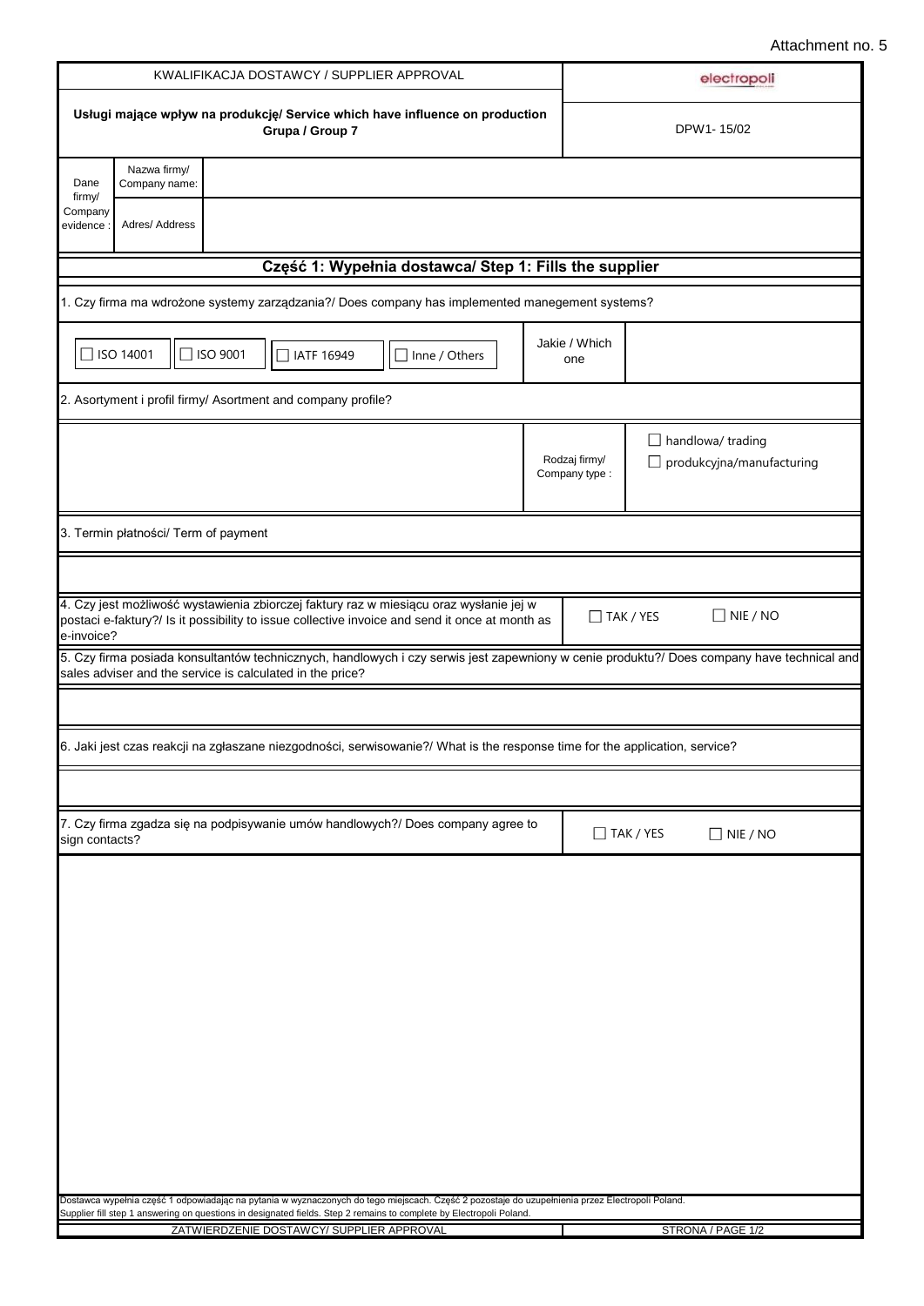Attachment no. 5

| KWALIFIKACJA DOSTAWCY / SUPPLIER APPROVAL | electropoli |
|---|---|
| **Usługi mające wpływ na produkcję/ Service which have influence on production Grupa / Group 7** | DPW1- 15/02 |

| Dane firmy/ Company evidence : | Nazwa firmy/ Company name: | |
|---|---|---|
| | Adres/ Address | |

## Część 1: Wypełnia dostawca/ Step 1: Fills the supplier

1. Czy firma ma wdrożone systemy zarządzania?/ Does company has implemented manegement systems?

| ☐ ISO 14001 ☐ ISO 9001 ☐ IATF 16949 ☐ Inne / Others | Jakie / Which one | |
|---|---|---|

2. Asortyment i profil firmy/ Asortment and company profile?

| | Rodzaj firmy/ Company type : | ☐ handlowa/ trading<br>☐ produkcyjna/manufacturing |
|---|---|---|

3. Termin płatności/ Term of payment

| 4. Czy jest możliwość wystawienia zbiorczej faktury raz w miesiącu oraz wysłanie jej w postaci e-faktury?/ Is it possibility to issue collective invoice and send it once at month as e-invoice? | ☐ TAK / YES ☐ NIE / NO |
|---|---|

5. Czy firma posiada konsultantów technicznych, handlowych i czy serwis jest zapewniony w cenie produktu?/ Does company have technical and sales adviser and the service is calculated in the price?

6. Jaki jest czas reakcji na zgłaszane niezgodności, serwisowanie?/ What is the response time for the application, service?

| 7. Czy firma zgadza się na podpisywanie umów handlowych?/ Does company agree to sign contacts? | ☐ TAK / YES ☐ NIE / NO |
|---|---|

Dostawca wypełnia część 1 odpowiadając na pytania w wyznaczonych do tego miejscach. Część 2 pozostaje do uzupełnienia przez Electropoli Poland.
Supplier fill step 1 answering on questions in designated fields. Step 2 remains to complete by Electropoli Poland.

| ZATWIERDZENIE DOSTAWCY/ SUPPLIER APPROVAL | STRONA / PAGE 1/2 |
|---|---|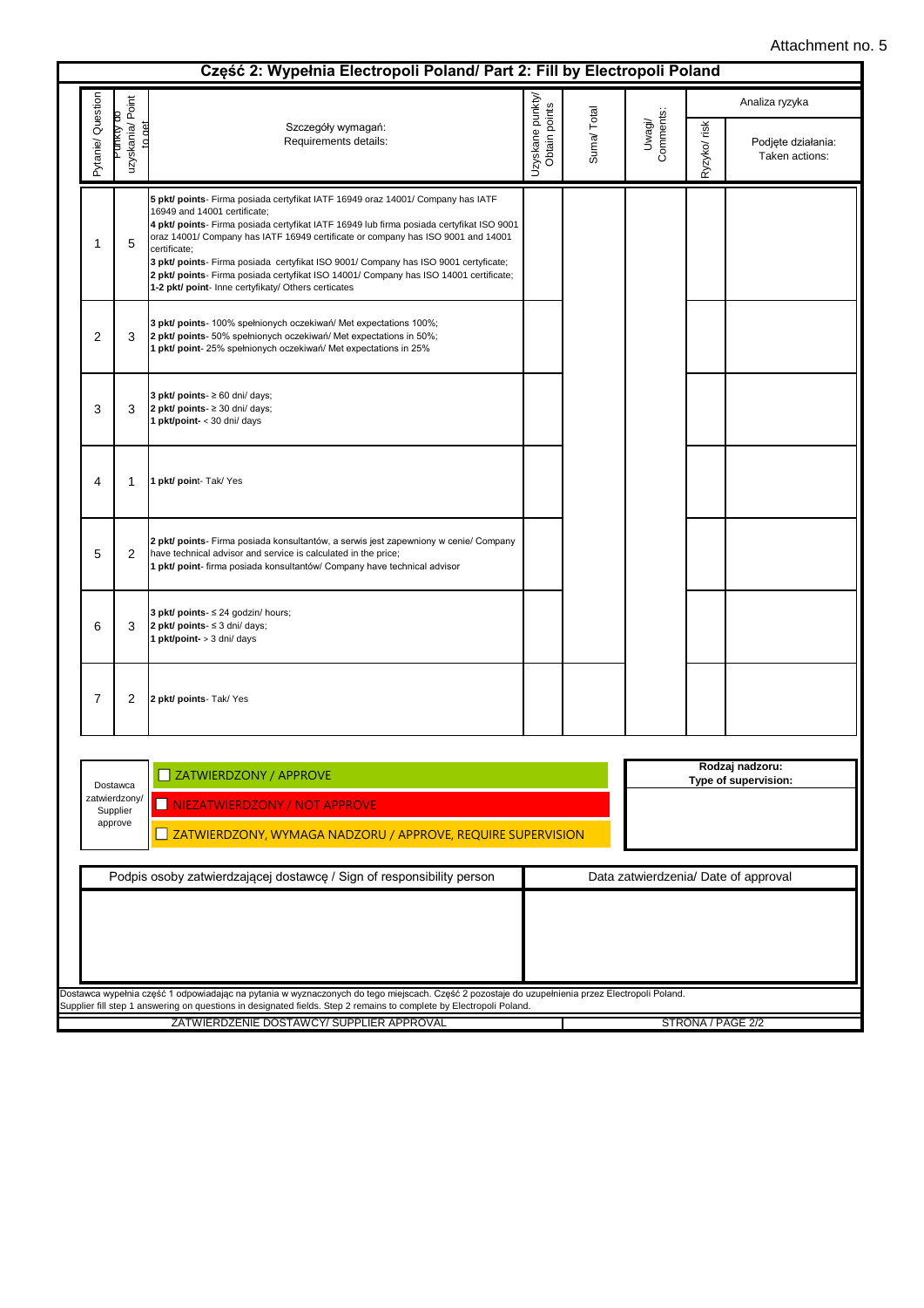Attachment no. 5

## Część 2: Wypełnia Electropoli Poland/ Part 2: Fill by Electropoli Poland

| Pytanie/ Question | Punkty do uzyskania/ Point to get | Szczegóły wymagań: Requirements details: | Uzyskane punkty/ Obtain points | Suma/ Total | Uwagi/ Comments: | Analiza ryzyka | |
|---|---|---|---|---|---|---|---|
| | | | | | | Ryzyko/ risk | Podjęte działania: Taken actions: |
| 1 | 5 | **5 pkt/ points**- Firma posiada certyfikat IATF 16949 oraz 14001/ Company has IATF 16949 and 14001 certificate; **4 pkt/ points**- Firma posiada certyfikat IATF 16949 lub firma posiada certyfikat ISO 9001 oraz 14001/ Company has IATF 16949 certificate or company has ISO 9001 and 14001 certificate; **3 pkt/ points**- Firma posiada certyfikat ISO 9001/ Company has ISO 9001 certyficate; **2 pkt/ points**- Firma posiada certyfikat ISO 14001/ Company has ISO 14001 certificate; **1-2 pkt/ point**- Inne certyfikaty/ Others certicates | | | | | |
| 2 | 3 | **3 pkt/ points**- 100% spełnionych oczekiwań/ Met expectations 100%; **2 pkt/ points**- 50% spełnionych oczekiwań/ Met expectations in 50%; **1 pkt/ point**- 25% spełnionych oczekiwań/ Met expectations in 25% | | | | | |
| 3 | 3 | **3 pkt/ points**- ≥ 60 dni/ days; **2 pkt/ points**- ≥ 30 dni/ days; **1 pkt/point**- < 30 dni/ days | | | | | |
| 4 | 1 | **1 pkt/ point**- Tak/ Yes | | | | | |
| 5 | 2 | **2 pkt/ points**- Firma posiada konsultantów, a serwis jest zapewniony w cenie/ Company have technical advisor and service is calculated in the price; **1 pkt/ point**- firma posiada konsultantów/ Company have technical advisor | | | | | |
| 6 | 3 | **3 pkt/ points**- ≤ 24 godzin/ hours; **2 pkt/ points**- ≤ 3 dni/ days; **1 pkt/point**- > 3 dni/ days | | | | | |
| 7 | 2 | **2 pkt/ points**- Tak/ Yes | | | | | |

| Dostawca zatwierdzony/ Supplier approve | | Rodzaj nadzoru: Type of supervision: |
|---|---|---|
| | ☐ ZATWIERDZONY / APPROVE | |
| | ☐ NIEZATWIERDZONY / NOT APPROVE | |
| | ☐ ZATWIERDZONY, WYMAGA NADZORU / APPROVE, REQUIRE SUPERVISION | |

| Podpis osoby zatwierdzającej dostawcę / Sign of responsibility person | Data zatwierdzenia/ Date of approval |
|---|---|
| | |

Dostawca wypełnia część 1 odpowiadając na pytania w wyznaczonych do tego miejscach. Część 2 pozostaje do uzupełnienia przez Electropoli Poland.
Supplier fill step 1 answering on questions in designated fields. Step 2 remains to complete by Electropoli Poland.

ZATWIERDZENIE DOSTAWCY/ SUPPLIER APPROVAL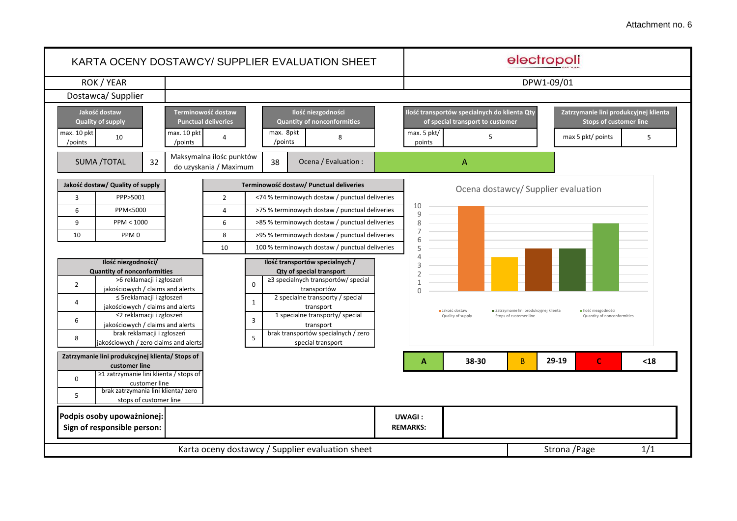Attachment no. 6

# KARTA OCENY DOSTAWCY/ SUPPLIER EVALUATION SHEET

**electropoli**

| ROK / YEAR | | DPW1-09/01 |
|---|---|---|
| Dostawca/ Supplier | | |

| Jakość dostaw Quality of supply | | Terminowość dostaw Punctual deliveries | | Ilość niezgodności Quantity of nonconformities | | Ilość transportów specjalnych do klienta Qty of special transport to customer | | Zatrzymanie lini produkcyjnej klienta Stops of customer line | |
|---|---|---|---|---|---|---|---|---|---|
| max. 10 pkt /points | 10 | max. 10 pkt /points | 4 | max. 8pkt /points | 8 | max. 5 pkt/ points | 5 | max 5 pkt/ points | 5 |

| SUMA /TOTAL | 32 | Maksymalna ilośc punktów do uzyskania / Maximum | 38 | Ocena / Evaluation : | A |
|---|---|---|---|---|---|

| Jakość dostaw/ Quality of supply | |
|---|---|
| 3 | PPP>5001 |
| 6 | PPM<5000 |
| 9 | PPM < 1000 |
| 10 | PPM 0 |

| Terminowość dostaw/ Punctual deliveries | |
|---|---|
| 2 | <74 % terminowych dostaw / punctual deliveries |
| 4 | >75 % terminowych dostaw / punctual deliveries |
| 6 | >85 % terminowych dostaw / punctual deliveries |
| 8 | >95 % terminowych dostaw / punctual deliveries |
| 10 | 100 % terminowych dostaw / punctual deliveries |

| Ilość niezgodności/ Quantity of nonconformities | |
|---|---|
| 2 | >6 reklamacji i zgłoszeń jakościowych / claims and alerts |
| 4 | ≤ 5reklamacji i zgłoszeń jakościowych / claims and alerts |
| 6 | ≤2 reklamacji i zgłoszeń jakościowych / claims and alerts |
| 8 | brak reklamacji i zgłoszeń jakościowych / zero claims and alerts |

| Ilość transportów specjalnych / Qty of special transport | |
|---|---|
| 0 | ≥3 specjalnych transportów/ special transportów |
| 1 | 2 specialne transporty / special transport |
| 3 | 1 specialne transporty/ special transport |
| 5 | brak transportów specjalnych / zero special transport |

| Zatrzymanie lini produkcyjnej klienta/ Stops of customer line | |
|---|---|
| 0 | ≥1 zatrzymanie lini klienta / stops of customer line |
| 5 | brak zatrzymania lini klienta/ zero stops of customer line |

Ocena dostawcy/ Supplier evaluation

| A | 38-30 | B | 29-19 | C | <18 |
|---|---|---|---|---|---|

| Podpis osoby upoważnionej: Sign of responsible person: | | UWAGI : REMARKS: | |
|---|---|---|---|

Karta oceny dostawcy / Supplier evaluation sheet — Strona /Page 1/1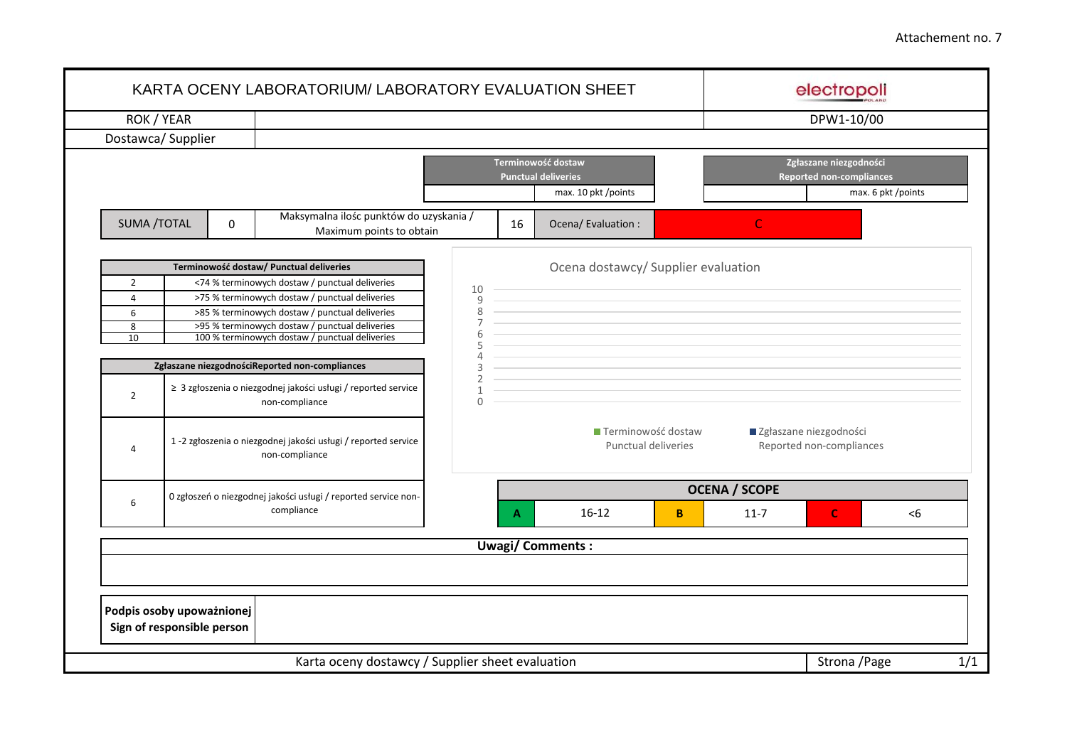Attachement no. 7

# KARTA OCENY LABORATORIUM/ LABORATORY EVALUATION SHEET

electropoll

| ROK / YEAR | | DPW1-10/00 |
|---|---|---|
| Dostawca/ Supplier | | |

| Terminowość dostaw Punctual deliveries | | Zgłaszane niezgodności Reported non-compliances | |
|---|---|---|---|
| | max. 10 pkt /points | | max. 6 pkt /points |

| SUMA /TOTAL | 0 | Maksymalna ilośc punktów do uzyskania / Maximum points to obtain | 16 | Ocena/ Evaluation : | C |
|---|---|---|---|---|---|

| Terminowość dostaw/ Punctual deliveries | |
|---|---|
| 2 | <74 % terminowych dostaw / punctual deliveries |
| 4 | >75 % terminowych dostaw / punctual deliveries |
| 6 | >85 % terminowych dostaw / punctual deliveries |
| 8 | >95 % terminowych dostaw / punctual deliveries |
| 10 | 100 % terminowych dostaw / punctual deliveries |

| Zgłaszane niezgodnościReported non-compliances | |
|---|---|
| 2 | ≥ 3 zgłoszenia o niezgodnej jakości usługi / reported service non-compliance |
| 4 | 1 -2 zgłoszenia o niezgodnej jakości usługi / reported service non-compliance |
| 6 | 0 zgłoszeń o niezgodnej jakości usługi / reported service non-compliance |

Ocena dostawcy/ Supplier evaluation

■ Terminowość dostaw Punctual deliveries ■ Zgłaszane niezgodności Reported non-compliances

| OCENA / SCOPE | | | | | |
|---|---|---|---|---|---|
| A | 16-12 | B | 11-7 | C | <6 |

**Uwagi/ Comments :**

| **Podpis osoby upoważnionej Sign of responsible person** | |
|---|---|

Karta oceny dostawcy / Supplier sheet evaluation | Strona /Page 1/1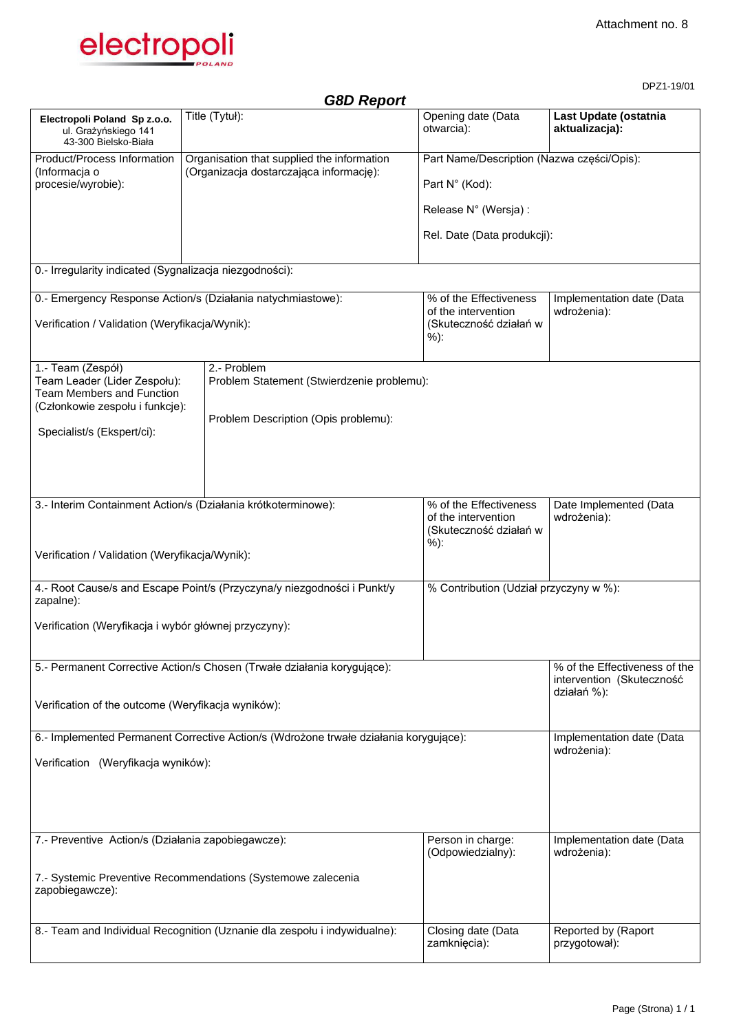Attachment no. 8

electropoli POLAND

DPZ1-19/01

## *G8D Report*

| Electropoli Poland Sp z.o.o.<br>ul. Grażyńskiego 141<br>43-300 Bielsko-Biała | Title (Tytuł): | Opening date (Data otwarcia): | **Last Update (ostatnia aktualizacja):** |
|---|---|---|---|
| Product/Process Information (Informacja o procesie/wyrobie): | Organisation that supplied the information (Organizacja dostarczająca informację): | Part Name/Description (Nazwa części/Opis):<br><br>Part N° (Kod):<br><br>Release N° (Wersja) :<br><br>Rel. Date (Data produkcji): | |
| 0.- Irregularity indicated (Sygnalizacja niezgodności): | | | |
| 0.- Emergency Response Action/s (Działania natychmiastowe):<br><br>Verification / Validation (Weryfikacja/Wynik): | | % of the Effectiveness of the intervention (Skuteczność działań w %): | Implementation date (Data wdrożenia): |
| 1.- Team (Zespół)<br>Team Leader (Lider Zespołu):<br>Team Members and Function (Członkowie zespołu i funkcje):<br><br>Specialist/s (Ekspert/ci): | 2.- Problem<br>Problem Statement (Stwierdzenie problemu):<br><br>Problem Description (Opis problemu): | | |
| 3.- Interim Containment Action/s (Działania krótkoterminowe):<br><br>Verification / Validation (Weryfikacja/Wynik): | | % of the Effectiveness of the intervention (Skuteczność działań w %): | Date Implemented (Data wdrożenia): |
| 4.- Root Cause/s and Escape Point/s (Przyczyna/y niezgodności i Punkt/y zapalne):<br><br>Verification (Weryfikacja i wybór głównej przyczyny): | | % Contribution (Udział przyczyny w %): | |
| 5.- Permanent Corrective Action/s Chosen (Trwałe działania korygujące):<br><br>Verification of the outcome (Weryfikacja wyników): | | | % of the Effectiveness of the intervention (Skuteczność działań %): |
| 6.- Implemented Permanent Corrective Action/s (Wdrożone trwałe działania korygujące):<br><br>Verification (Weryfikacja wyników): | | | Implementation date (Data wdrożenia): |
| 7.- Preventive Action/s (Działania zapobiegawcze):<br><br>7.- Systemic Preventive Recommendations (Systemowe zalecenia zapobiegawcze): | | Person in charge: (Odpowiedzialny): | Implementation date (Data wdrożenia): |
| 8.- Team and Individual Recognition (Uznanie dla zespołu i indywidualne): | | Closing date (Data zamknięcia): | Reported by (Raport przygotował): |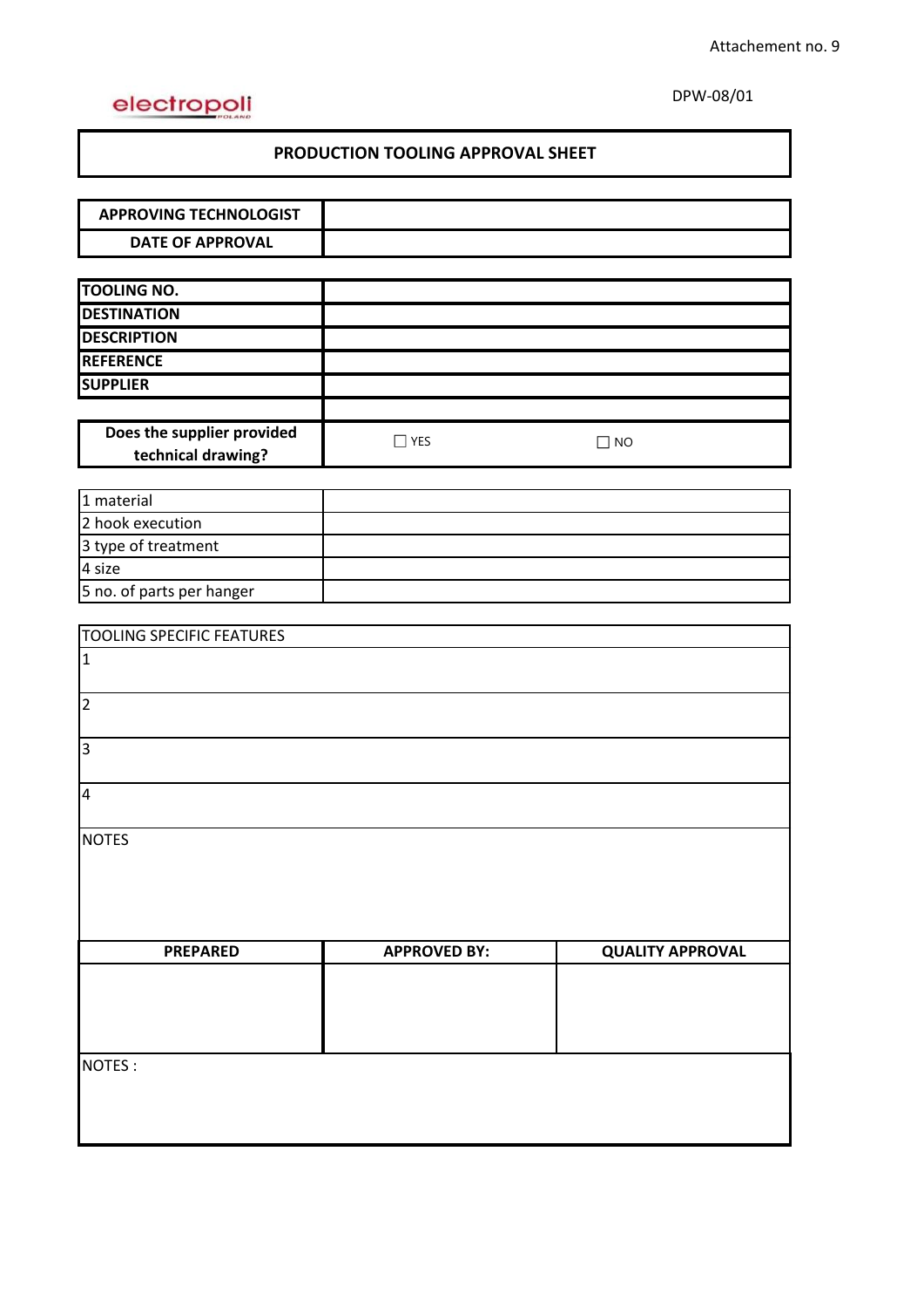Attachement no. 9

electropoli

DPW-08/01

# PRODUCTION TOOLING APPROVAL SHEET

| APPROVING TECHNOLOGIST | |
|---|---|
| DATE OF APPROVAL | |

| TOOLING NO. | | |
|---|---|---|
| DESTINATION | | |
| DESCRIPTION | | |
| REFERENCE | | |
| SUPPLIER | | |
| | | |
| Does the supplier provided technical drawing? | ☐ YES | ☐ NO |

| 1 material | |
|---|---|
| 2 hook execution | |
| 3 type of treatment | |
| 4 size | |
| 5 no. of parts per hanger | |

| TOOLING SPECIFIC FEATURES |
|---|
| 1 |
| 2 |
| 3 |
| 4 |
| NOTES |

| PREPARED | APPROVED BY: | QUALITY APPROVAL |
|---|---|---|
| | | |

NOTES :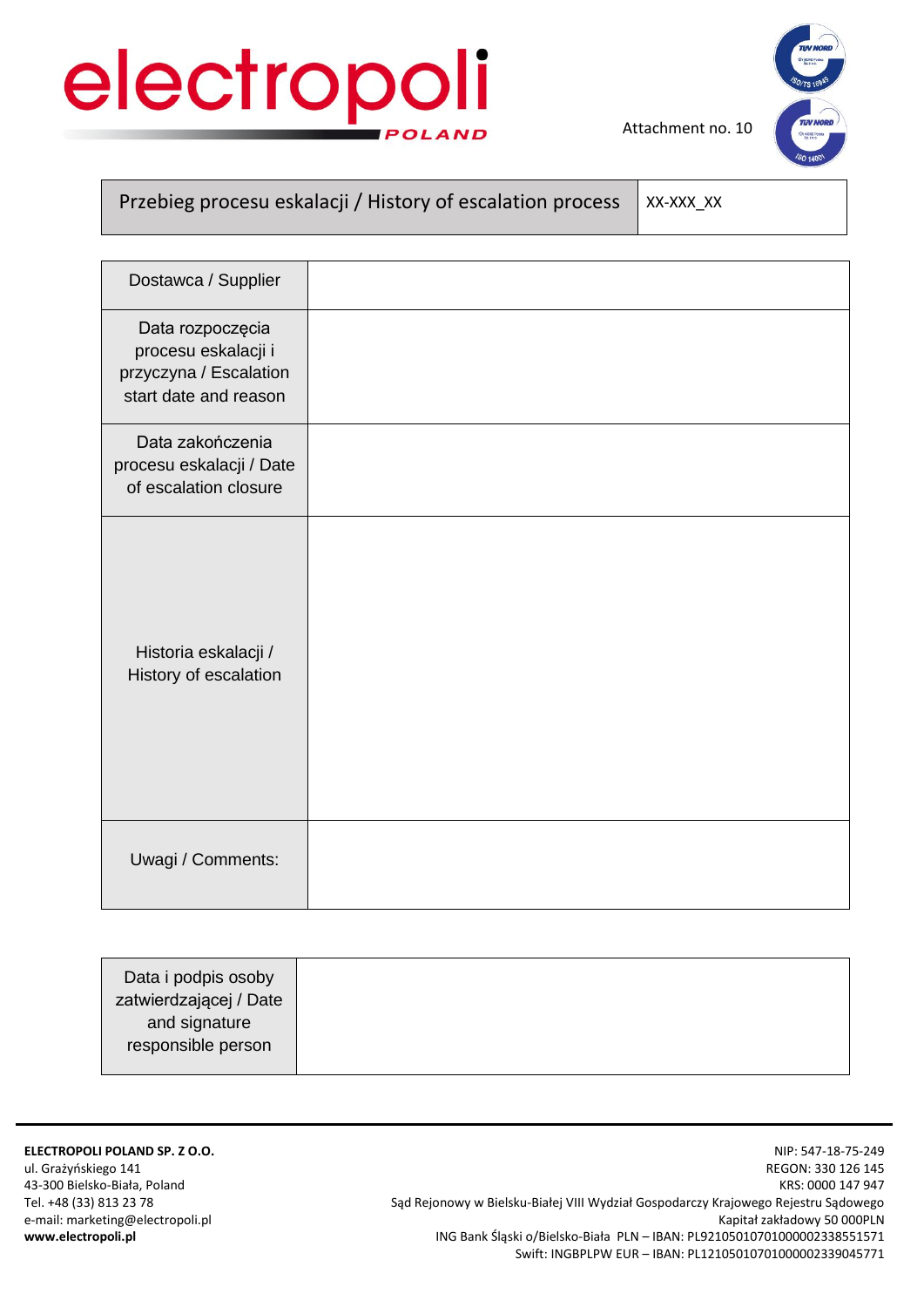Attachment no. 10

| Przebieg procesu eskalacji / History of escalation process | XX-XXX_XX |
| --- | --- |

| | |
| --- | --- |
| Dostawca / Supplier | |
| Data rozpoczęcia procesu eskalacji i przyczyna / Escalation start date and reason | |
| Data zakończenia procesu eskalacji / Date of escalation closure | |
| Historia eskalacji / History of escalation | |
| Uwagi / Comments: | |

| | |
| --- | --- |
| Data i podpis osoby zatwierdzającej / Date and signature responsible person | |

**ELECTROPOLI POLAND SP. Z O.O.**
ul. Grażyńskiego 141
43-300 Bielsko-Biała, Poland
Tel. +48 (33) 813 23 78
e-mail: marketing@electropoli.pl
**www.electropoli.pl**

NIP: 547-18-75-249
REGON: 330 126 145
KRS: 0000 147 947
Sąd Rejonowy w Bielsku-Białej VIII Wydział Gospodarczy Krajowego Rejestru Sądowego
Kapitał zakładowy 50 000PLN
ING Bank Śląski o/Bielsko-Biała PLN – IBAN: PL92105010701000002338551571
Swift: INGBPLPW EUR – IBAN: PL12105010701000002339045771